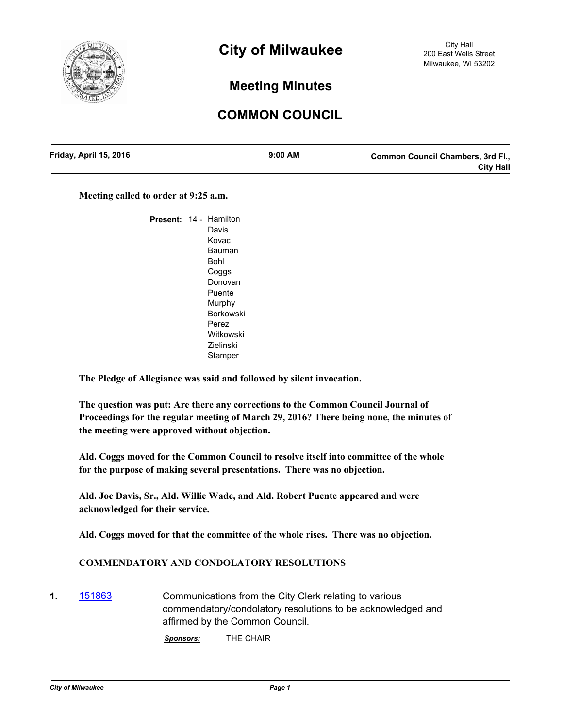# City of Milwaukee

City Hall
200 East Wells Street
Milwaukee, WI 53202

## Meeting Minutes

## COMMON COUNCIL

| Friday, April 15, 2016 | 9:00 AM | Common Council Chambers, 3rd Fl., City Hall |
|---|---|---|

**Meeting called to order at 9:25 a.m.**

**Present:** 14 - Hamilton
Davis
Kovac
Bauman
Bohl
Coggs
Donovan
Puente
Murphy
Borkowski
Perez
Witkowski
Zielinski
Stamper

**The Pledge of Allegiance was said and followed by silent invocation.**

**The question was put: Are there any corrections to the Common Council Journal of Proceedings for the regular meeting of March 29, 2016? There being none, the minutes of the meeting were approved without objection.**

**Ald. Coggs moved for the Common Council to resolve itself into committee of the whole for the purpose of making several presentations. There was no objection.**

**Ald. Joe Davis, Sr., Ald. Willie Wade, and Ald. Robert Puente appeared and were acknowledged for their service.**

**Ald. Coggs moved for that the committee of the whole rises. There was no objection.**

**COMMENDATORY AND CONDOLATORY RESOLUTIONS**

**1.** 151863 Communications from the City Clerk relating to various commendatory/condolatory resolutions to be acknowledged and affirmed by the Common Council.

***Sponsors:*** THE CHAIR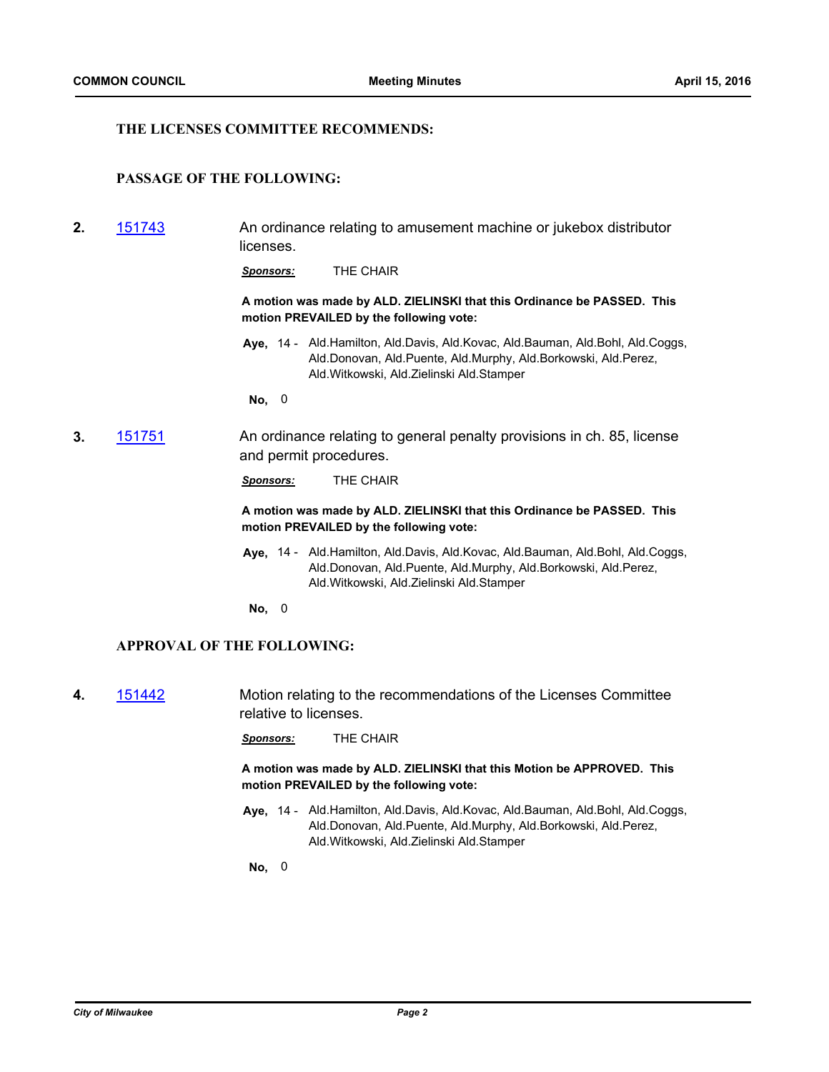### THE LICENSES COMMITTEE RECOMMENDS:

### PASSAGE OF THE FOLLOWING:

**2.** 151743 An ordinance relating to amusement machine or jukebox distributor licenses.

***Sponsors:*** THE CHAIR

**A motion was made by ALD. ZIELINSKI that this Ordinance be PASSED. This motion PREVAILED by the following vote:**

**Aye,** 14 - Ald.Hamilton, Ald.Davis, Ald.Kovac, Ald.Bauman, Ald.Bohl, Ald.Coggs, Ald.Donovan, Ald.Puente, Ald.Murphy, Ald.Borkowski, Ald.Perez, Ald.Witkowski, Ald.Zielinski Ald.Stamper

**No,** 0

**3.** 151751 An ordinance relating to general penalty provisions in ch. 85, license and permit procedures.

***Sponsors:*** THE CHAIR

**A motion was made by ALD. ZIELINSKI that this Ordinance be PASSED. This motion PREVAILED by the following vote:**

**Aye,** 14 - Ald.Hamilton, Ald.Davis, Ald.Kovac, Ald.Bauman, Ald.Bohl, Ald.Coggs, Ald.Donovan, Ald.Puente, Ald.Murphy, Ald.Borkowski, Ald.Perez, Ald.Witkowski, Ald.Zielinski Ald.Stamper

**No,** 0

### APPROVAL OF THE FOLLOWING:

**4.** 151442 Motion relating to the recommendations of the Licenses Committee relative to licenses.

***Sponsors:*** THE CHAIR

**A motion was made by ALD. ZIELINSKI that this Motion be APPROVED. This motion PREVAILED by the following vote:**

**Aye,** 14 - Ald.Hamilton, Ald.Davis, Ald.Kovac, Ald.Bauman, Ald.Bohl, Ald.Coggs, Ald.Donovan, Ald.Puente, Ald.Murphy, Ald.Borkowski, Ald.Perez, Ald.Witkowski, Ald.Zielinski Ald.Stamper

**No,** 0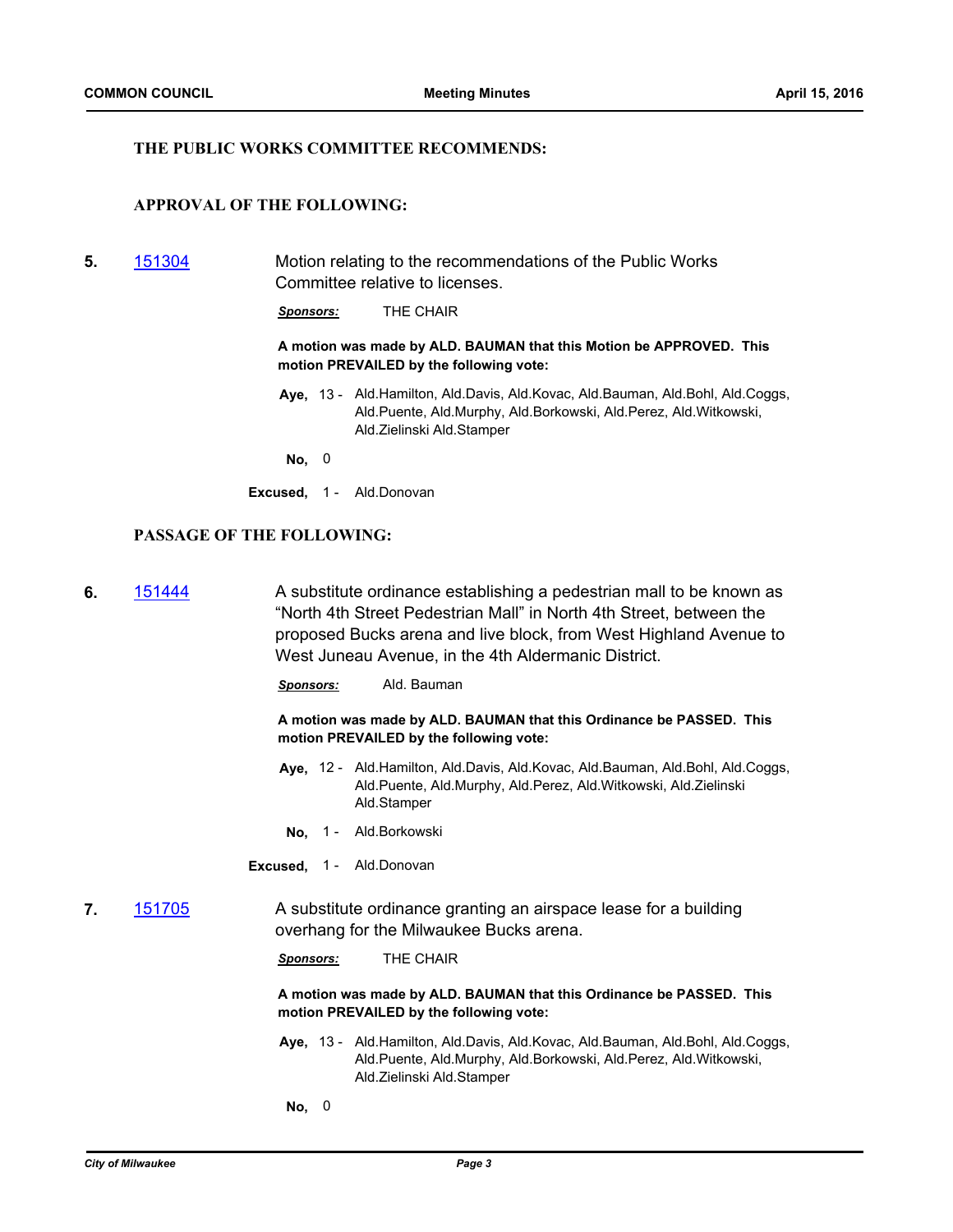### THE PUBLIC WORKS COMMITTEE RECOMMENDS:

### APPROVAL OF THE FOLLOWING:

**5.** [151304] Motion relating to the recommendations of the Public Works Committee relative to licenses.

***Sponsors:*** THE CHAIR

**A motion was made by ALD. BAUMAN that this Motion be APPROVED. This motion PREVAILED by the following vote:**

**Aye,** 13 - Ald.Hamilton, Ald.Davis, Ald.Kovac, Ald.Bauman, Ald.Bohl, Ald.Coggs, Ald.Puente, Ald.Murphy, Ald.Borkowski, Ald.Perez, Ald.Witkowski, Ald.Zielinski Ald.Stamper

**No,** 0

**Excused,** 1 - Ald.Donovan

### PASSAGE OF THE FOLLOWING:

**6.** [151444] A substitute ordinance establishing a pedestrian mall to be known as "North 4th Street Pedestrian Mall" in North 4th Street, between the proposed Bucks arena and live block, from West Highland Avenue to West Juneau Avenue, in the 4th Aldermanic District.

***Sponsors:*** Ald. Bauman

**A motion was made by ALD. BAUMAN that this Ordinance be PASSED. This motion PREVAILED by the following vote:**

**Aye,** 12 - Ald.Hamilton, Ald.Davis, Ald.Kovac, Ald.Bauman, Ald.Bohl, Ald.Coggs, Ald.Puente, Ald.Murphy, Ald.Perez, Ald.Witkowski, Ald.Zielinski Ald.Stamper

**No,** 1 - Ald.Borkowski

**Excused,** 1 - Ald.Donovan

**7.** [151705] A substitute ordinance granting an airspace lease for a building overhang for the Milwaukee Bucks arena.

***Sponsors:*** THE CHAIR

**A motion was made by ALD. BAUMAN that this Ordinance be PASSED. This motion PREVAILED by the following vote:**

**Aye,** 13 - Ald.Hamilton, Ald.Davis, Ald.Kovac, Ald.Bauman, Ald.Bohl, Ald.Coggs, Ald.Puente, Ald.Murphy, Ald.Borkowski, Ald.Perez, Ald.Witkowski, Ald.Zielinski Ald.Stamper

**No,** 0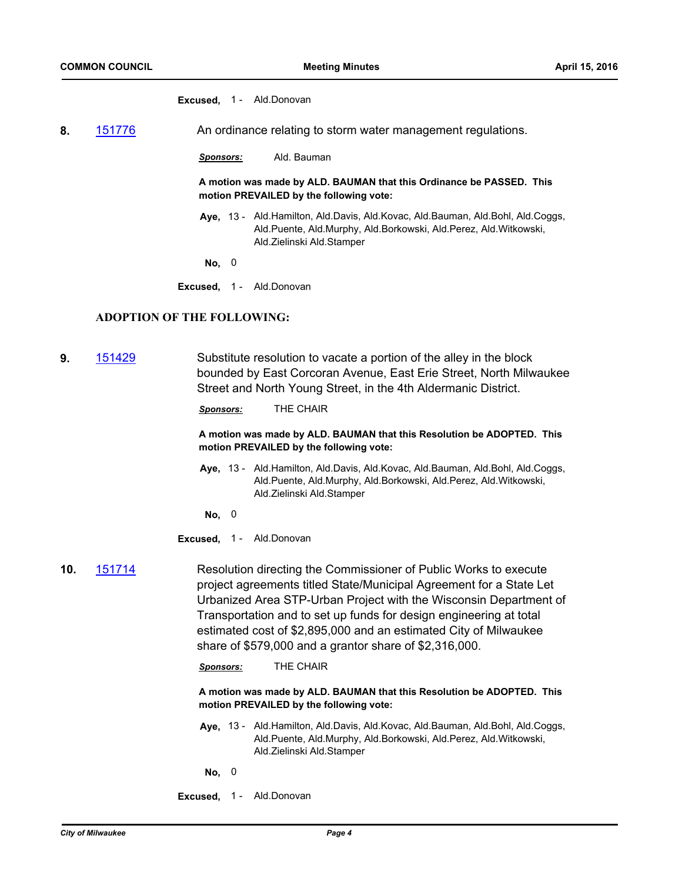**Excused,** 1 - Ald.Donovan

**8.** 151776 An ordinance relating to storm water management regulations.

***Sponsors:*** Ald. Bauman

**A motion was made by ALD. BAUMAN that this Ordinance be PASSED. This motion PREVAILED by the following vote:**

**Aye,** 13 - Ald.Hamilton, Ald.Davis, Ald.Kovac, Ald.Bauman, Ald.Bohl, Ald.Coggs, Ald.Puente, Ald.Murphy, Ald.Borkowski, Ald.Perez, Ald.Witkowski, Ald.Zielinski Ald.Stamper

**No,** 0

**Excused,** 1 - Ald.Donovan

### ADOPTION OF THE FOLLOWING:

**9.** 151429 Substitute resolution to vacate a portion of the alley in the block bounded by East Corcoran Avenue, East Erie Street, North Milwaukee Street and North Young Street, in the 4th Aldermanic District.

***Sponsors:*** THE CHAIR

**A motion was made by ALD. BAUMAN that this Resolution be ADOPTED. This motion PREVAILED by the following vote:**

**Aye,** 13 - Ald.Hamilton, Ald.Davis, Ald.Kovac, Ald.Bauman, Ald.Bohl, Ald.Coggs, Ald.Puente, Ald.Murphy, Ald.Borkowski, Ald.Perez, Ald.Witkowski, Ald.Zielinski Ald.Stamper

**No,** 0

**Excused,** 1 - Ald.Donovan

**10.** 151714 Resolution directing the Commissioner of Public Works to execute project agreements titled State/Municipal Agreement for a State Let Urbanized Area STP-Urban Project with the Wisconsin Department of Transportation and to set up funds for design engineering at total estimated cost of $2,895,000 and an estimated City of Milwaukee share of $579,000 and a grantor share of $2,316,000.

***Sponsors:*** THE CHAIR

**A motion was made by ALD. BAUMAN that this Resolution be ADOPTED. This motion PREVAILED by the following vote:**

**Aye,** 13 - Ald.Hamilton, Ald.Davis, Ald.Kovac, Ald.Bauman, Ald.Bohl, Ald.Coggs, Ald.Puente, Ald.Murphy, Ald.Borkowski, Ald.Perez, Ald.Witkowski, Ald.Zielinski Ald.Stamper

**No,** 0

**Excused,** 1 - Ald.Donovan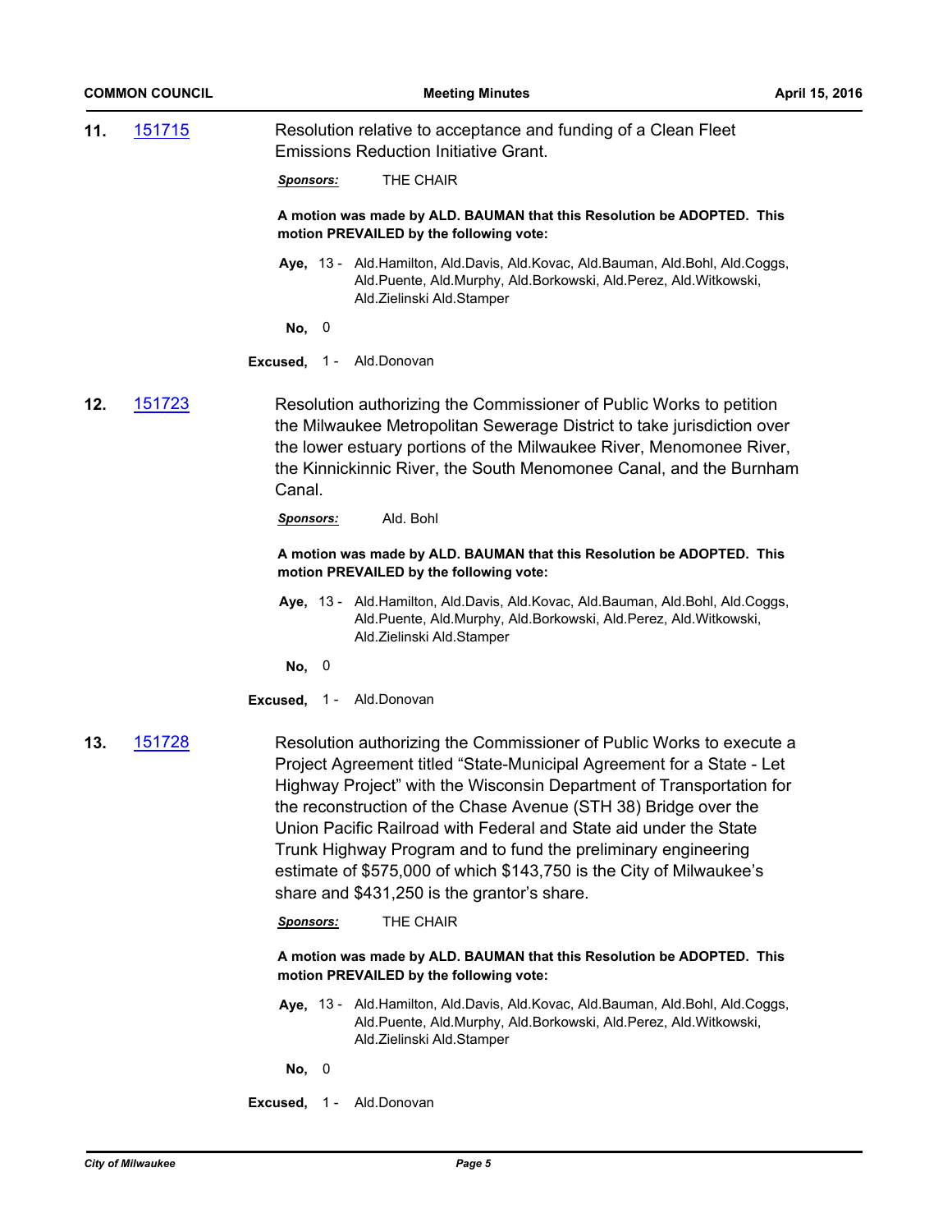**11.** 151715 Resolution relative to acceptance and funding of a Clean Fleet Emissions Reduction Initiative Grant.

***Sponsors:*** THE CHAIR

**A motion was made by ALD. BAUMAN that this Resolution be ADOPTED. This motion PREVAILED by the following vote:**

**Aye,** 13 - Ald.Hamilton, Ald.Davis, Ald.Kovac, Ald.Bauman, Ald.Bohl, Ald.Coggs, Ald.Puente, Ald.Murphy, Ald.Borkowski, Ald.Perez, Ald.Witkowski, Ald.Zielinski Ald.Stamper

**No,** 0

**Excused,** 1 - Ald.Donovan

**12.** 151723 Resolution authorizing the Commissioner of Public Works to petition the Milwaukee Metropolitan Sewerage District to take jurisdiction over the lower estuary portions of the Milwaukee River, Menomonee River, the Kinnickinnic River, the South Menomonee Canal, and the Burnham Canal.

***Sponsors:*** Ald. Bohl

**A motion was made by ALD. BAUMAN that this Resolution be ADOPTED. This motion PREVAILED by the following vote:**

**Aye,** 13 - Ald.Hamilton, Ald.Davis, Ald.Kovac, Ald.Bauman, Ald.Bohl, Ald.Coggs, Ald.Puente, Ald.Murphy, Ald.Borkowski, Ald.Perez, Ald.Witkowski, Ald.Zielinski Ald.Stamper

**No,** 0

**Excused,** 1 - Ald.Donovan

**13.** 151728 Resolution authorizing the Commissioner of Public Works to execute a Project Agreement titled "State-Municipal Agreement for a State - Let Highway Project" with the Wisconsin Department of Transportation for the reconstruction of the Chase Avenue (STH 38) Bridge over the Union Pacific Railroad with Federal and State aid under the State Trunk Highway Program and to fund the preliminary engineering estimate of $575,000 of which $143,750 is the City of Milwaukee's share and $431,250 is the grantor's share.

***Sponsors:*** THE CHAIR

**A motion was made by ALD. BAUMAN that this Resolution be ADOPTED. This motion PREVAILED by the following vote:**

**Aye,** 13 - Ald.Hamilton, Ald.Davis, Ald.Kovac, Ald.Bauman, Ald.Bohl, Ald.Coggs, Ald.Puente, Ald.Murphy, Ald.Borkowski, Ald.Perez, Ald.Witkowski, Ald.Zielinski Ald.Stamper

**No,** 0

**Excused,** 1 - Ald.Donovan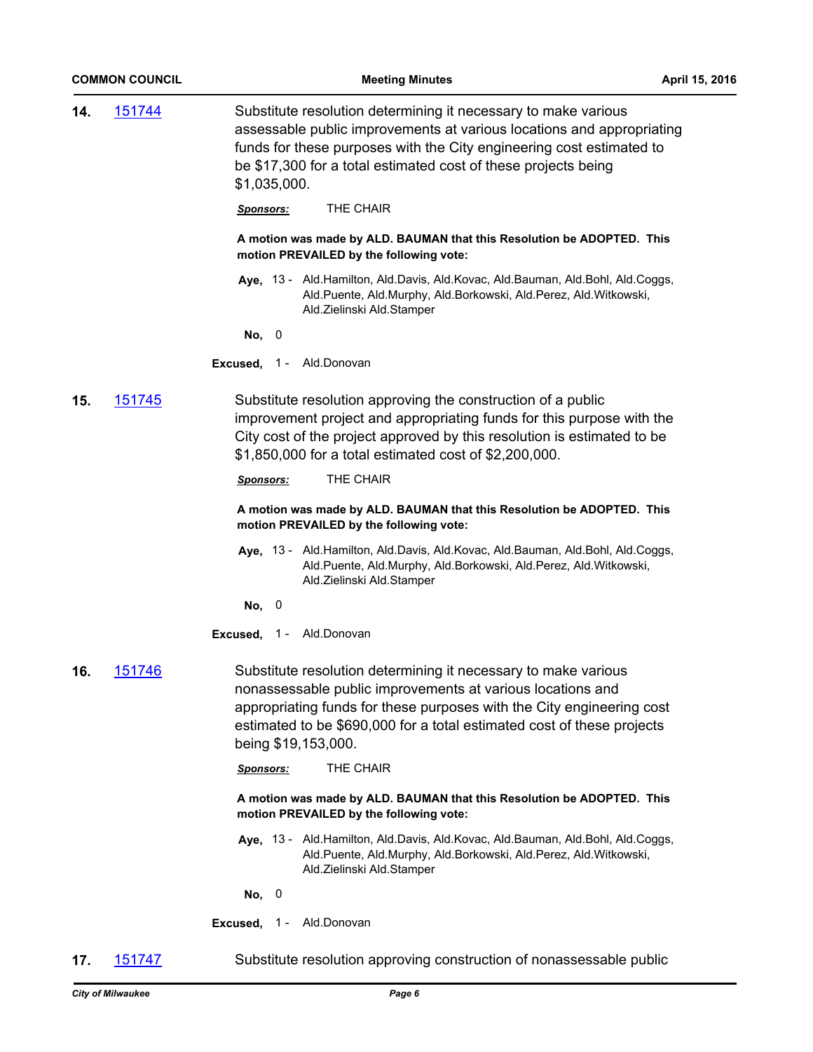**14.** 151744 Substitute resolution determining it necessary to make various assessable public improvements at various locations and appropriating funds for these purposes with the City engineering cost estimated to be $17,300 for a total estimated cost of these projects being $1,035,000.

***Sponsors:*** THE CHAIR

**A motion was made by ALD. BAUMAN that this Resolution be ADOPTED. This motion PREVAILED by the following vote:**

**Aye,** 13 - Ald.Hamilton, Ald.Davis, Ald.Kovac, Ald.Bauman, Ald.Bohl, Ald.Coggs, Ald.Puente, Ald.Murphy, Ald.Borkowski, Ald.Perez, Ald.Witkowski, Ald.Zielinski Ald.Stamper

**No,** 0

**Excused,** 1 - Ald.Donovan

**15.** 151745 Substitute resolution approving the construction of a public improvement project and appropriating funds for this purpose with the City cost of the project approved by this resolution is estimated to be $1,850,000 for a total estimated cost of $2,200,000.

***Sponsors:*** THE CHAIR

**A motion was made by ALD. BAUMAN that this Resolution be ADOPTED. This motion PREVAILED by the following vote:**

**Aye,** 13 - Ald.Hamilton, Ald.Davis, Ald.Kovac, Ald.Bauman, Ald.Bohl, Ald.Coggs, Ald.Puente, Ald.Murphy, Ald.Borkowski, Ald.Perez, Ald.Witkowski, Ald.Zielinski Ald.Stamper

**No,** 0

**Excused,** 1 - Ald.Donovan

**16.** 151746 Substitute resolution determining it necessary to make various nonassessable public improvements at various locations and appropriating funds for these purposes with the City engineering cost estimated to be $690,000 for a total estimated cost of these projects being $19,153,000.

***Sponsors:*** THE CHAIR

**A motion was made by ALD. BAUMAN that this Resolution be ADOPTED. This motion PREVAILED by the following vote:**

**Aye,** 13 - Ald.Hamilton, Ald.Davis, Ald.Kovac, Ald.Bauman, Ald.Bohl, Ald.Coggs, Ald.Puente, Ald.Murphy, Ald.Borkowski, Ald.Perez, Ald.Witkowski, Ald.Zielinski Ald.Stamper

**No,** 0

**Excused,** 1 - Ald.Donovan

**17.** 151747 Substitute resolution approving construction of nonassessable public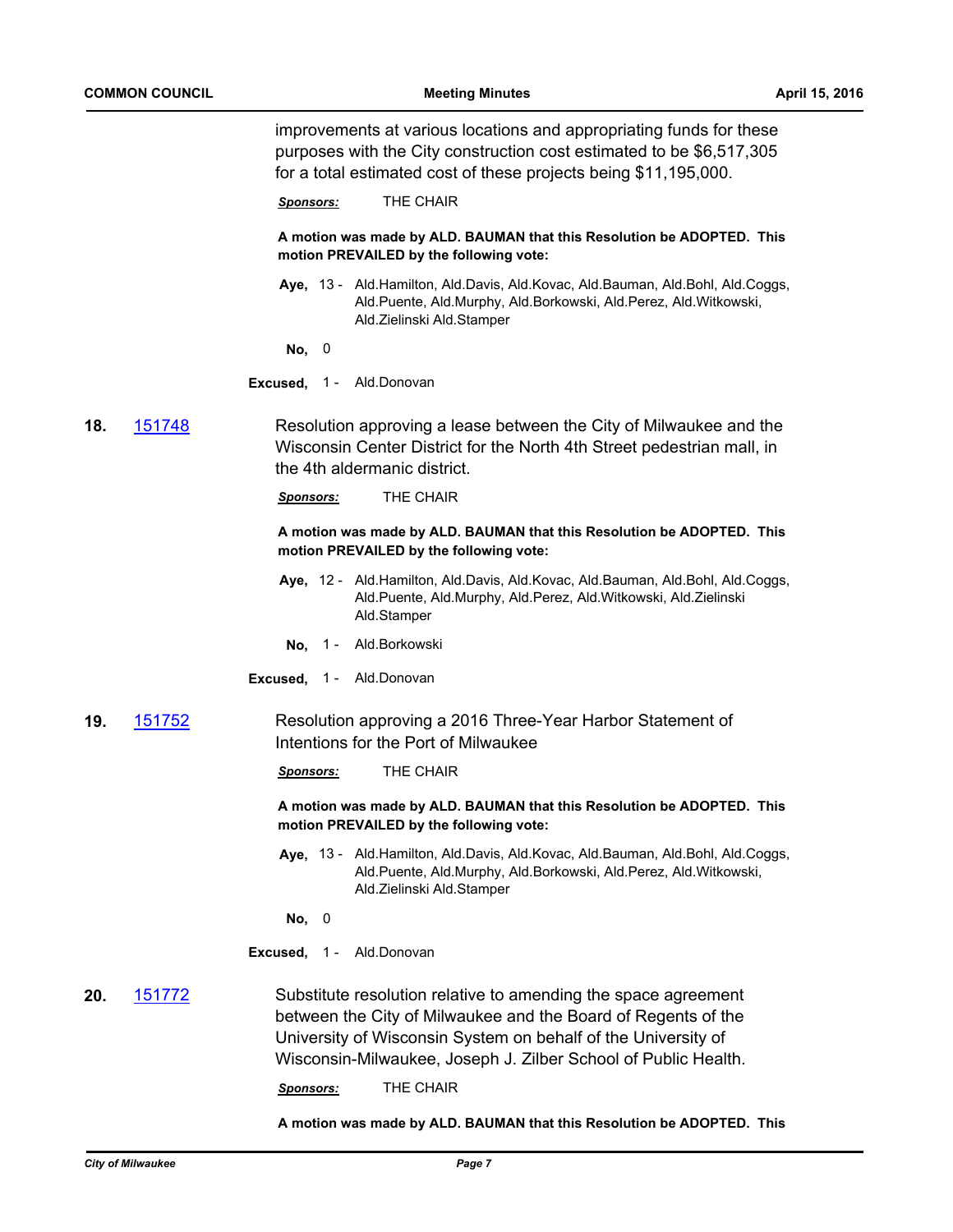improvements at various locations and appropriating funds for these purposes with the City construction cost estimated to be $6,517,305 for a total estimated cost of these projects being $11,195,000.

***Sponsors:*** THE CHAIR

**A motion was made by ALD. BAUMAN that this Resolution be ADOPTED. This motion PREVAILED by the following vote:**

**Aye,** 13 - Ald.Hamilton, Ald.Davis, Ald.Kovac, Ald.Bauman, Ald.Bohl, Ald.Coggs, Ald.Puente, Ald.Murphy, Ald.Borkowski, Ald.Perez, Ald.Witkowski, Ald.Zielinski Ald.Stamper

**No,** 0

**Excused,** 1 - Ald.Donovan

**18.** [151748](151748)

Resolution approving a lease between the City of Milwaukee and the Wisconsin Center District for the North 4th Street pedestrian mall, in the 4th aldermanic district.

***Sponsors:*** THE CHAIR

**A motion was made by ALD. BAUMAN that this Resolution be ADOPTED. This motion PREVAILED by the following vote:**

**Aye,** 12 - Ald.Hamilton, Ald.Davis, Ald.Kovac, Ald.Bauman, Ald.Bohl, Ald.Coggs, Ald.Puente, Ald.Murphy, Ald.Perez, Ald.Witkowski, Ald.Zielinski Ald.Stamper

**No,** 1 - Ald.Borkowski

**Excused,** 1 - Ald.Donovan

**19.** [151752](151752)

Resolution approving a 2016 Three-Year Harbor Statement of Intentions for the Port of Milwaukee

***Sponsors:*** THE CHAIR

**A motion was made by ALD. BAUMAN that this Resolution be ADOPTED. This motion PREVAILED by the following vote:**

**Aye,** 13 - Ald.Hamilton, Ald.Davis, Ald.Kovac, Ald.Bauman, Ald.Bohl, Ald.Coggs, Ald.Puente, Ald.Murphy, Ald.Borkowski, Ald.Perez, Ald.Witkowski, Ald.Zielinski Ald.Stamper

**No,** 0

**Excused,** 1 - Ald.Donovan

**20.** [151772](151772)

Substitute resolution relative to amending the space agreement between the City of Milwaukee and the Board of Regents of the University of Wisconsin System on behalf of the University of Wisconsin-Milwaukee, Joseph J. Zilber School of Public Health.

***Sponsors:*** THE CHAIR

**A motion was made by ALD. BAUMAN that this Resolution be ADOPTED. This**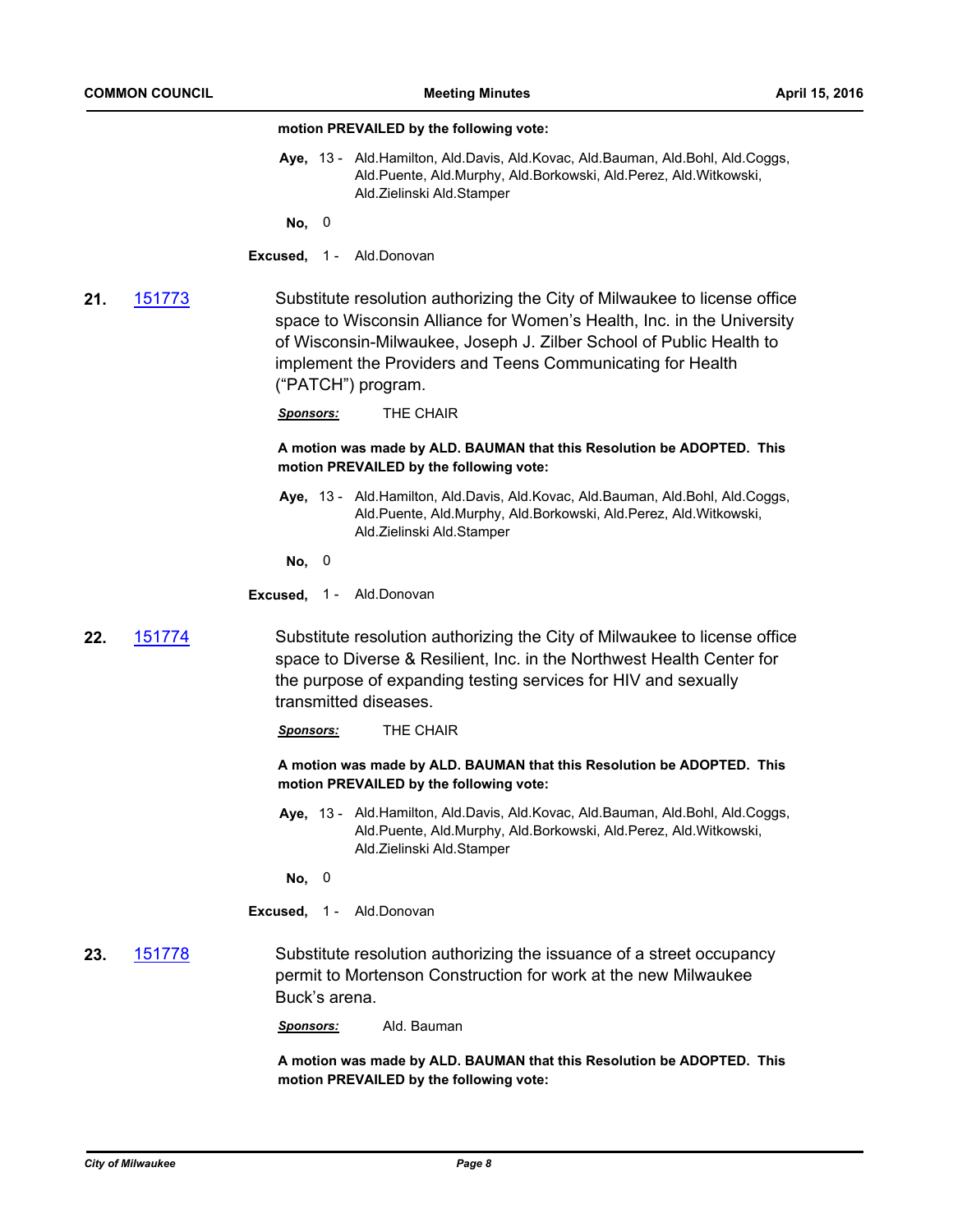**motion PREVAILED by the following vote:**

**Aye,** 13 - Ald.Hamilton, Ald.Davis, Ald.Kovac, Ald.Bauman, Ald.Bohl, Ald.Coggs, Ald.Puente, Ald.Murphy, Ald.Borkowski, Ald.Perez, Ald.Witkowski, Ald.Zielinski Ald.Stamper

**No,** 0

**Excused,** 1 - Ald.Donovan

**21.** [151773](151773)

Substitute resolution authorizing the City of Milwaukee to license office space to Wisconsin Alliance for Women's Health, Inc. in the University of Wisconsin-Milwaukee, Joseph J. Zilber School of Public Health to implement the Providers and Teens Communicating for Health ("PATCH") program.

***Sponsors:*** THE CHAIR

**A motion was made by ALD. BAUMAN that this Resolution be ADOPTED. This motion PREVAILED by the following vote:**

**Aye,** 13 - Ald.Hamilton, Ald.Davis, Ald.Kovac, Ald.Bauman, Ald.Bohl, Ald.Coggs, Ald.Puente, Ald.Murphy, Ald.Borkowski, Ald.Perez, Ald.Witkowski, Ald.Zielinski Ald.Stamper

**No,** 0

**Excused,** 1 - Ald.Donovan

**22.** [151774](151774)

Substitute resolution authorizing the City of Milwaukee to license office space to Diverse & Resilient, Inc. in the Northwest Health Center for the purpose of expanding testing services for HIV and sexually transmitted diseases.

***Sponsors:*** THE CHAIR

**A motion was made by ALD. BAUMAN that this Resolution be ADOPTED. This motion PREVAILED by the following vote:**

**Aye,** 13 - Ald.Hamilton, Ald.Davis, Ald.Kovac, Ald.Bauman, Ald.Bohl, Ald.Coggs, Ald.Puente, Ald.Murphy, Ald.Borkowski, Ald.Perez, Ald.Witkowski, Ald.Zielinski Ald.Stamper

**No,** 0

**Excused,** 1 - Ald.Donovan

**23.** [151778](151778)

Substitute resolution authorizing the issuance of a street occupancy permit to Mortenson Construction for work at the new Milwaukee Buck's arena.

***Sponsors:*** Ald. Bauman

**A motion was made by ALD. BAUMAN that this Resolution be ADOPTED. This motion PREVAILED by the following vote:**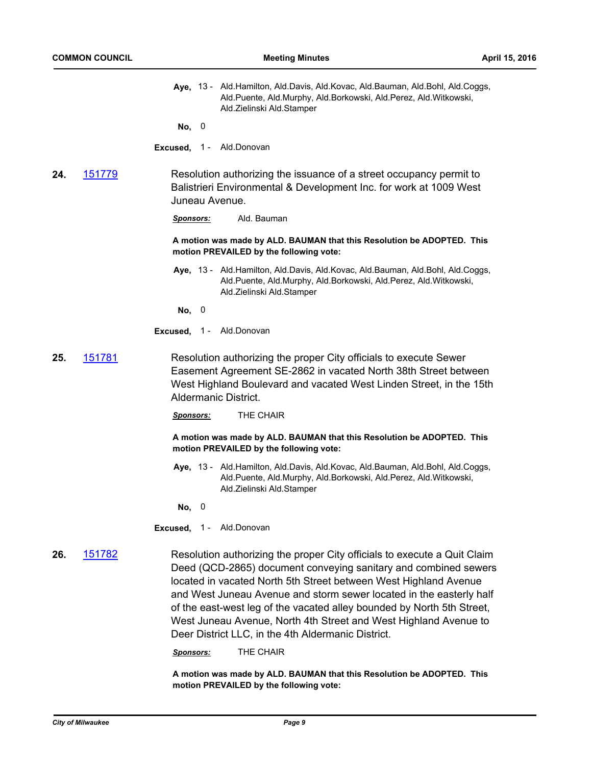**Aye,** 13 - Ald.Hamilton, Ald.Davis, Ald.Kovac, Ald.Bauman, Ald.Bohl, Ald.Coggs, Ald.Puente, Ald.Murphy, Ald.Borkowski, Ald.Perez, Ald.Witkowski, Ald.Zielinski Ald.Stamper

**No,** 0

**Excused,** 1 - Ald.Donovan

**24.** 151779 Resolution authorizing the issuance of a street occupancy permit to Balistrieri Environmental & Development Inc. for work at 1009 West Juneau Avenue.

***Sponsors:*** Ald. Bauman

**A motion was made by ALD. BAUMAN that this Resolution be ADOPTED. This motion PREVAILED by the following vote:**

**Aye,** 13 - Ald.Hamilton, Ald.Davis, Ald.Kovac, Ald.Bauman, Ald.Bohl, Ald.Coggs, Ald.Puente, Ald.Murphy, Ald.Borkowski, Ald.Perez, Ald.Witkowski, Ald.Zielinski Ald.Stamper

**No,** 0

**Excused,** 1 - Ald.Donovan

**25.** 151781 Resolution authorizing the proper City officials to execute Sewer Easement Agreement SE-2862 in vacated North 38th Street between West Highland Boulevard and vacated West Linden Street, in the 15th Aldermanic District.

***Sponsors:*** THE CHAIR

**A motion was made by ALD. BAUMAN that this Resolution be ADOPTED. This motion PREVAILED by the following vote:**

**Aye,** 13 - Ald.Hamilton, Ald.Davis, Ald.Kovac, Ald.Bauman, Ald.Bohl, Ald.Coggs, Ald.Puente, Ald.Murphy, Ald.Borkowski, Ald.Perez, Ald.Witkowski, Ald.Zielinski Ald.Stamper

**No,** 0

**Excused,** 1 - Ald.Donovan

**26.** 151782 Resolution authorizing the proper City officials to execute a Quit Claim Deed (QCD-2865) document conveying sanitary and combined sewers located in vacated North 5th Street between West Highland Avenue and West Juneau Avenue and storm sewer located in the easterly half of the east-west leg of the vacated alley bounded by North 5th Street, West Juneau Avenue, North 4th Street and West Highland Avenue to Deer District LLC, in the 4th Aldermanic District.

***Sponsors:*** THE CHAIR

**A motion was made by ALD. BAUMAN that this Resolution be ADOPTED. This motion PREVAILED by the following vote:**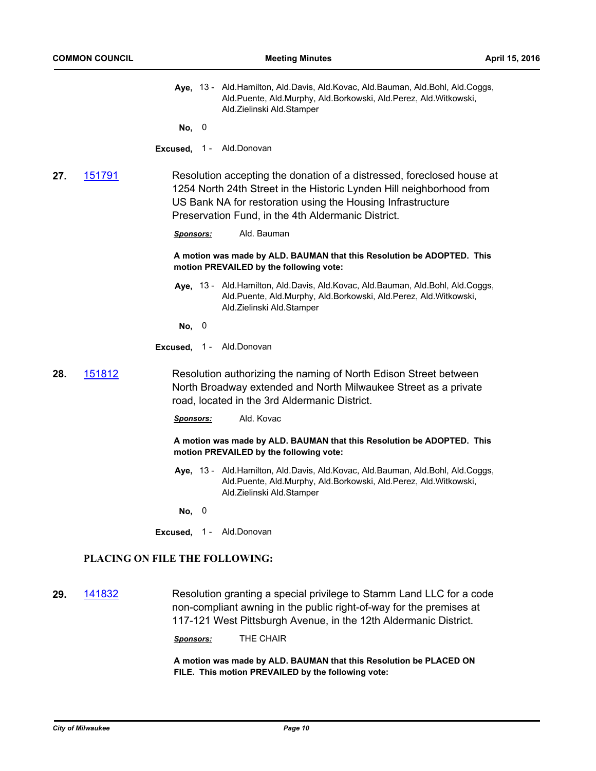**Aye,** 13 - Ald.Hamilton, Ald.Davis, Ald.Kovac, Ald.Bauman, Ald.Bohl, Ald.Coggs, Ald.Puente, Ald.Murphy, Ald.Borkowski, Ald.Perez, Ald.Witkowski, Ald.Zielinski Ald.Stamper

**No,** 0

**Excused,** 1 - Ald.Donovan

**27.** 151791

Resolution accepting the donation of a distressed, foreclosed house at 1254 North 24th Street in the Historic Lynden Hill neighborhood from US Bank NA for restoration using the Housing Infrastructure Preservation Fund, in the 4th Aldermanic District.

***Sponsors:*** Ald. Bauman

**A motion was made by ALD. BAUMAN that this Resolution be ADOPTED. This motion PREVAILED by the following vote:**

**Aye,** 13 - Ald.Hamilton, Ald.Davis, Ald.Kovac, Ald.Bauman, Ald.Bohl, Ald.Coggs, Ald.Puente, Ald.Murphy, Ald.Borkowski, Ald.Perez, Ald.Witkowski, Ald.Zielinski Ald.Stamper

**No,** 0

**Excused,** 1 - Ald.Donovan

**28.** 151812

Resolution authorizing the naming of North Edison Street between North Broadway extended and North Milwaukee Street as a private road, located in the 3rd Aldermanic District.

***Sponsors:*** Ald. Kovac

**A motion was made by ALD. BAUMAN that this Resolution be ADOPTED. This motion PREVAILED by the following vote:**

**Aye,** 13 - Ald.Hamilton, Ald.Davis, Ald.Kovac, Ald.Bauman, Ald.Bohl, Ald.Coggs, Ald.Puente, Ald.Murphy, Ald.Borkowski, Ald.Perez, Ald.Witkowski, Ald.Zielinski Ald.Stamper

**No,** 0

**Excused,** 1 - Ald.Donovan

## PLACING ON FILE THE FOLLOWING:

**29.** 141832

Resolution granting a special privilege to Stamm Land LLC for a code non-compliant awning in the public right-of-way for the premises at 117-121 West Pittsburgh Avenue, in the 12th Aldermanic District.

***Sponsors:*** THE CHAIR

**A motion was made by ALD. BAUMAN that this Resolution be PLACED ON FILE. This motion PREVAILED by the following vote:**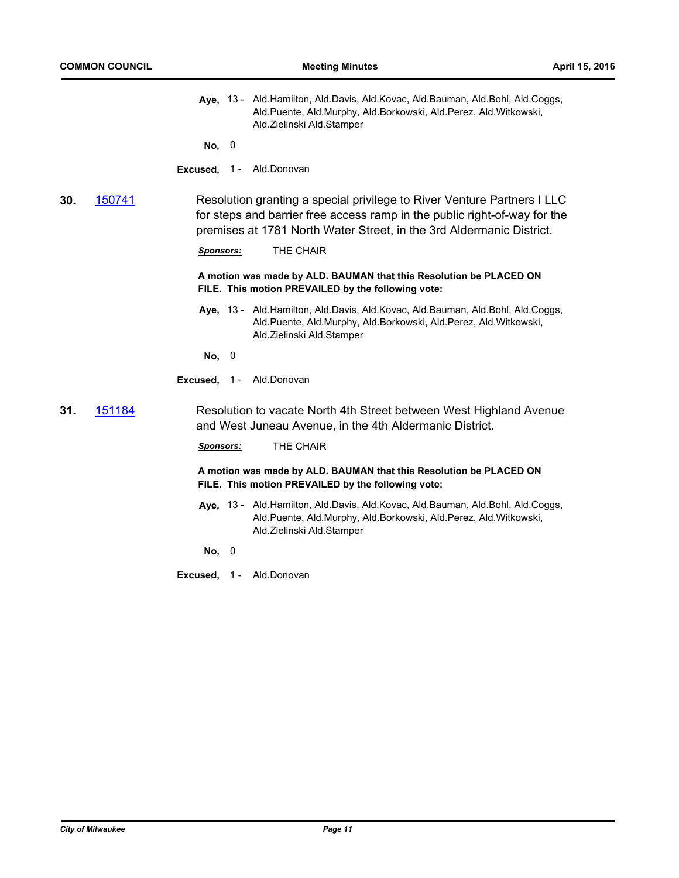**Aye,** 13 - Ald.Hamilton, Ald.Davis, Ald.Kovac, Ald.Bauman, Ald.Bohl, Ald.Coggs, Ald.Puente, Ald.Murphy, Ald.Borkowski, Ald.Perez, Ald.Witkowski, Ald.Zielinski Ald.Stamper

**No,** 0

**Excused,** 1 - Ald.Donovan

**30.** [150741](150741)

Resolution granting a special privilege to River Venture Partners I LLC for steps and barrier free access ramp in the public right-of-way for the premises at 1781 North Water Street, in the 3rd Aldermanic District.

***Sponsors:*** THE CHAIR

**A motion was made by ALD. BAUMAN that this Resolution be PLACED ON FILE. This motion PREVAILED by the following vote:**

**Aye,** 13 - Ald.Hamilton, Ald.Davis, Ald.Kovac, Ald.Bauman, Ald.Bohl, Ald.Coggs, Ald.Puente, Ald.Murphy, Ald.Borkowski, Ald.Perez, Ald.Witkowski, Ald.Zielinski Ald.Stamper

**No,** 0

**Excused,** 1 - Ald.Donovan

**31.** [151184](151184)

Resolution to vacate North 4th Street between West Highland Avenue and West Juneau Avenue, in the 4th Aldermanic District.

***Sponsors:*** THE CHAIR

**A motion was made by ALD. BAUMAN that this Resolution be PLACED ON FILE. This motion PREVAILED by the following vote:**

**Aye,** 13 - Ald.Hamilton, Ald.Davis, Ald.Kovac, Ald.Bauman, Ald.Bohl, Ald.Coggs, Ald.Puente, Ald.Murphy, Ald.Borkowski, Ald.Perez, Ald.Witkowski, Ald.Zielinski Ald.Stamper

**No,** 0

**Excused,** 1 - Ald.Donovan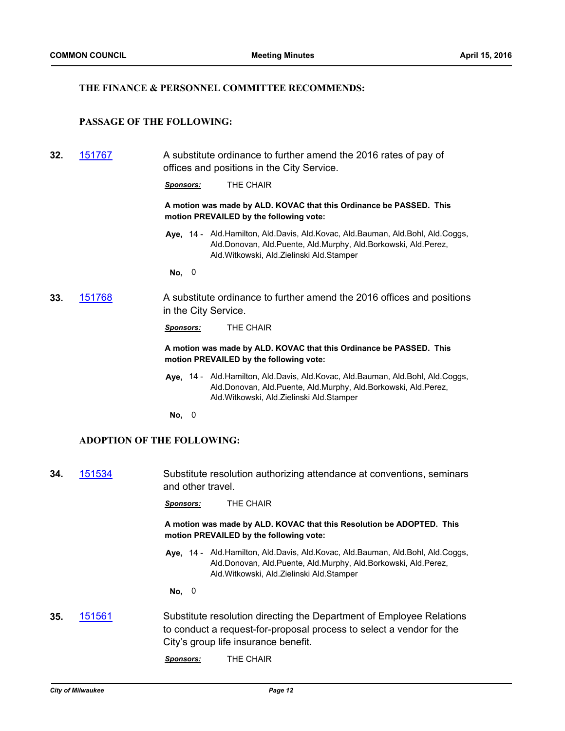**THE FINANCE & PERSONNEL COMMITTEE RECOMMENDS:**

**PASSAGE OF THE FOLLOWING:**

**32.** 151767 A substitute ordinance to further amend the 2016 rates of pay of offices and positions in the City Service.

***Sponsors:*** THE CHAIR

**A motion was made by ALD. KOVAC that this Ordinance be PASSED. This motion PREVAILED by the following vote:**

**Aye,** 14 - Ald.Hamilton, Ald.Davis, Ald.Kovac, Ald.Bauman, Ald.Bohl, Ald.Coggs, Ald.Donovan, Ald.Puente, Ald.Murphy, Ald.Borkowski, Ald.Perez, Ald.Witkowski, Ald.Zielinski Ald.Stamper

**No,** 0

**33.** 151768 A substitute ordinance to further amend the 2016 offices and positions in the City Service.

***Sponsors:*** THE CHAIR

**A motion was made by ALD. KOVAC that this Ordinance be PASSED. This motion PREVAILED by the following vote:**

**Aye,** 14 - Ald.Hamilton, Ald.Davis, Ald.Kovac, Ald.Bauman, Ald.Bohl, Ald.Coggs, Ald.Donovan, Ald.Puente, Ald.Murphy, Ald.Borkowski, Ald.Perez, Ald.Witkowski, Ald.Zielinski Ald.Stamper

**No,** 0

**ADOPTION OF THE FOLLOWING:**

**34.** 151534 Substitute resolution authorizing attendance at conventions, seminars and other travel.

***Sponsors:*** THE CHAIR

**A motion was made by ALD. KOVAC that this Resolution be ADOPTED. This motion PREVAILED by the following vote:**

**Aye,** 14 - Ald.Hamilton, Ald.Davis, Ald.Kovac, Ald.Bauman, Ald.Bohl, Ald.Coggs, Ald.Donovan, Ald.Puente, Ald.Murphy, Ald.Borkowski, Ald.Perez, Ald.Witkowski, Ald.Zielinski Ald.Stamper

**No,** 0

**35.** 151561 Substitute resolution directing the Department of Employee Relations to conduct a request-for-proposal process to select a vendor for the City's group life insurance benefit.

***Sponsors:*** THE CHAIR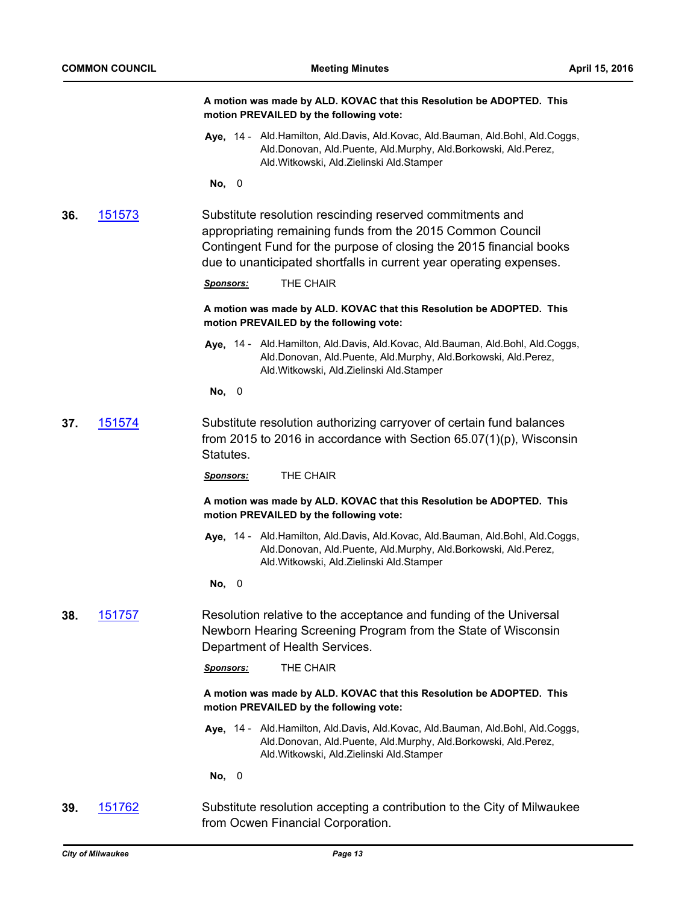**A motion was made by ALD. KOVAC that this Resolution be ADOPTED. This motion PREVAILED by the following vote:**

**Aye,** 14 - Ald.Hamilton, Ald.Davis, Ald.Kovac, Ald.Bauman, Ald.Bohl, Ald.Coggs, Ald.Donovan, Ald.Puente, Ald.Murphy, Ald.Borkowski, Ald.Perez, Ald.Witkowski, Ald.Zielinski Ald.Stamper

**No,** 0

**36.** 151573

Substitute resolution rescinding reserved commitments and appropriating remaining funds from the 2015 Common Council Contingent Fund for the purpose of closing the 2015 financial books due to unanticipated shortfalls in current year operating expenses.

***Sponsors:*** THE CHAIR

**A motion was made by ALD. KOVAC that this Resolution be ADOPTED. This motion PREVAILED by the following vote:**

**Aye,** 14 - Ald.Hamilton, Ald.Davis, Ald.Kovac, Ald.Bauman, Ald.Bohl, Ald.Coggs, Ald.Donovan, Ald.Puente, Ald.Murphy, Ald.Borkowski, Ald.Perez, Ald.Witkowski, Ald.Zielinski Ald.Stamper

**No,** 0

**37.** 151574

Substitute resolution authorizing carryover of certain fund balances from 2015 to 2016 in accordance with Section 65.07(1)(p), Wisconsin Statutes.

***Sponsors:*** THE CHAIR

**A motion was made by ALD. KOVAC that this Resolution be ADOPTED. This motion PREVAILED by the following vote:**

**Aye,** 14 - Ald.Hamilton, Ald.Davis, Ald.Kovac, Ald.Bauman, Ald.Bohl, Ald.Coggs, Ald.Donovan, Ald.Puente, Ald.Murphy, Ald.Borkowski, Ald.Perez, Ald.Witkowski, Ald.Zielinski Ald.Stamper

**No,** 0

**38.** 151757

Resolution relative to the acceptance and funding of the Universal Newborn Hearing Screening Program from the State of Wisconsin Department of Health Services.

***Sponsors:*** THE CHAIR

**A motion was made by ALD. KOVAC that this Resolution be ADOPTED. This motion PREVAILED by the following vote:**

**Aye,** 14 - Ald.Hamilton, Ald.Davis, Ald.Kovac, Ald.Bauman, Ald.Bohl, Ald.Coggs, Ald.Donovan, Ald.Puente, Ald.Murphy, Ald.Borkowski, Ald.Perez, Ald.Witkowski, Ald.Zielinski Ald.Stamper

**No,** 0

**39.** 151762

Substitute resolution accepting a contribution to the City of Milwaukee from Ocwen Financial Corporation.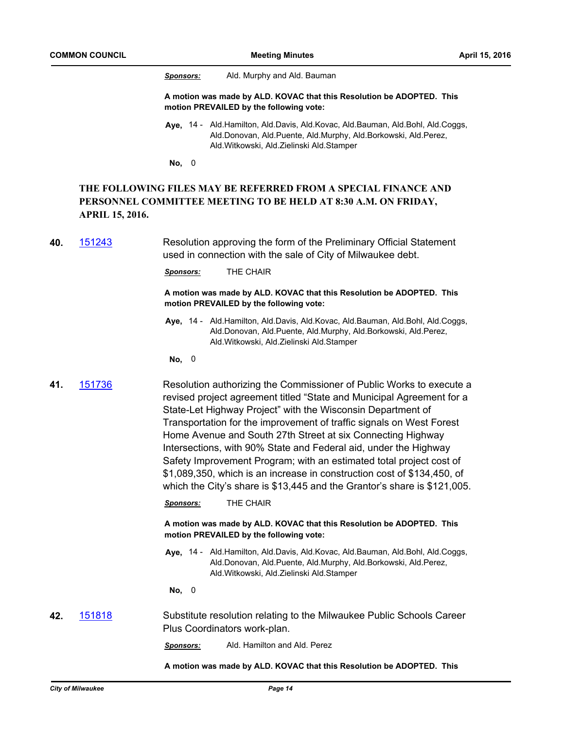**Sponsors:** Ald. Murphy and Ald. Bauman

**A motion was made by ALD. KOVAC that this Resolution be ADOPTED. This motion PREVAILED by the following vote:**

**Aye,** 14 - Ald.Hamilton, Ald.Davis, Ald.Kovac, Ald.Bauman, Ald.Bohl, Ald.Coggs, Ald.Donovan, Ald.Puente, Ald.Murphy, Ald.Borkowski, Ald.Perez, Ald.Witkowski, Ald.Zielinski Ald.Stamper

**No,** 0

**THE FOLLOWING FILES MAY BE REFERRED FROM A SPECIAL FINANCE AND PERSONNEL COMMITTEE MEETING TO BE HELD AT 8:30 A.M. ON FRIDAY, APRIL 15, 2016.**

**40.** 151243 Resolution approving the form of the Preliminary Official Statement used in connection with the sale of City of Milwaukee debt.

**Sponsors:** THE CHAIR

**A motion was made by ALD. KOVAC that this Resolution be ADOPTED. This motion PREVAILED by the following vote:**

**Aye,** 14 - Ald.Hamilton, Ald.Davis, Ald.Kovac, Ald.Bauman, Ald.Bohl, Ald.Coggs, Ald.Donovan, Ald.Puente, Ald.Murphy, Ald.Borkowski, Ald.Perez, Ald.Witkowski, Ald.Zielinski Ald.Stamper

**No,** 0

**41.** 151736 Resolution authorizing the Commissioner of Public Works to execute a revised project agreement titled “State and Municipal Agreement for a State-Let Highway Project” with the Wisconsin Department of Transportation for the improvement of traffic signals on West Forest Home Avenue and South 27th Street at six Connecting Highway Intersections, with 90% State and Federal aid, under the Highway Safety Improvement Program; with an estimated total project cost of $1,089,350, which is an increase in construction cost of $134,450, of which the City’s share is $13,445 and the Grantor’s share is $121,005.

**Sponsors:** THE CHAIR

**A motion was made by ALD. KOVAC that this Resolution be ADOPTED. This motion PREVAILED by the following vote:**

**Aye,** 14 - Ald.Hamilton, Ald.Davis, Ald.Kovac, Ald.Bauman, Ald.Bohl, Ald.Coggs, Ald.Donovan, Ald.Puente, Ald.Murphy, Ald.Borkowski, Ald.Perez, Ald.Witkowski, Ald.Zielinski Ald.Stamper

**No,** 0

**42.** 151818 Substitute resolution relating to the Milwaukee Public Schools Career Plus Coordinators work-plan.

**Sponsors:** Ald. Hamilton and Ald. Perez

**A motion was made by ALD. KOVAC that this Resolution be ADOPTED. This**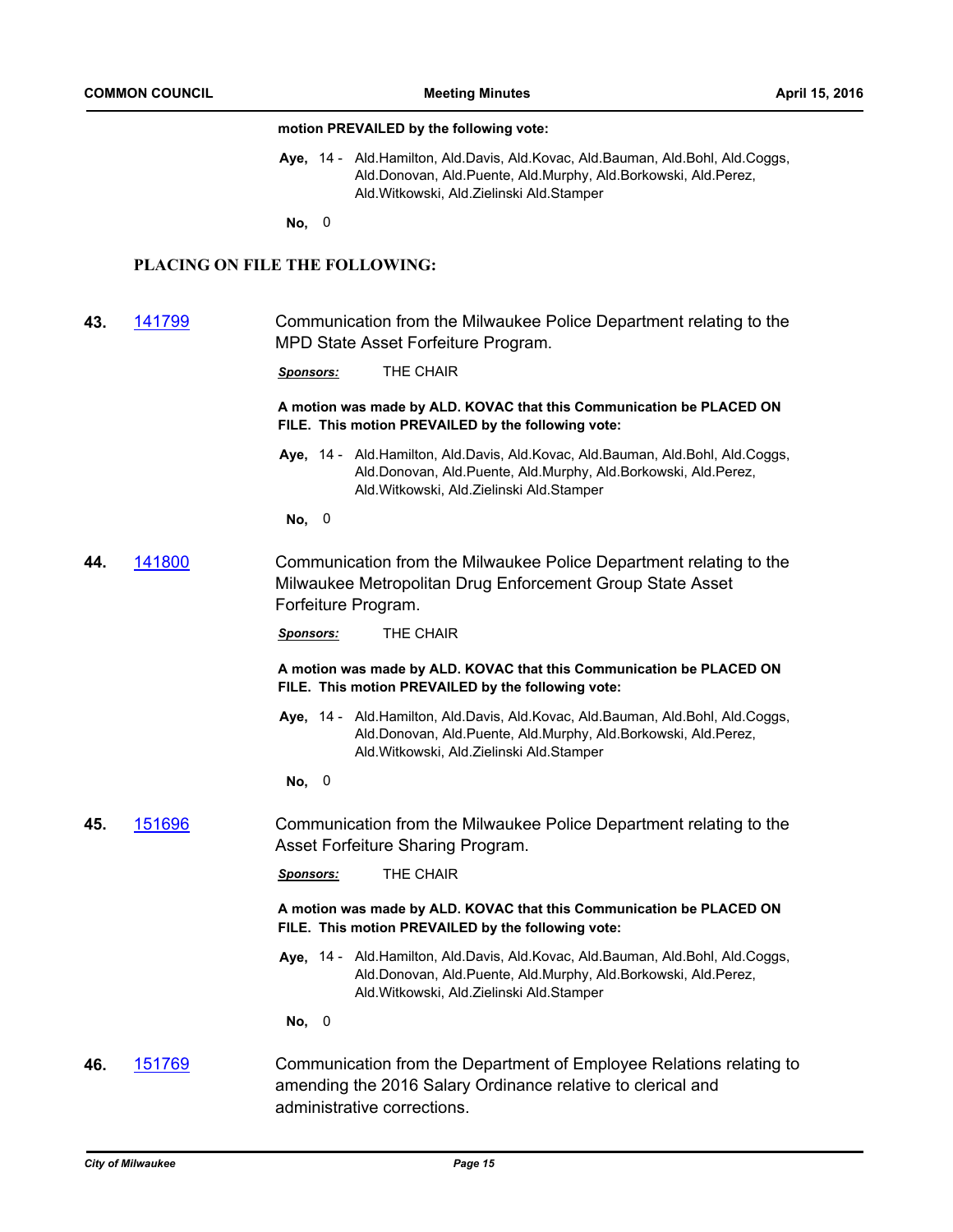**motion PREVAILED by the following vote:**

**Aye,** 14 - Ald.Hamilton, Ald.Davis, Ald.Kovac, Ald.Bauman, Ald.Bohl, Ald.Coggs, Ald.Donovan, Ald.Puente, Ald.Murphy, Ald.Borkowski, Ald.Perez, Ald.Witkowski, Ald.Zielinski Ald.Stamper

**No,** 0

## PLACING ON FILE THE FOLLOWING:

**43.** [141799](141799) Communication from the Milwaukee Police Department relating to the MPD State Asset Forfeiture Program.

***Sponsors:*** THE CHAIR

**A motion was made by ALD. KOVAC that this Communication be PLACED ON FILE. This motion PREVAILED by the following vote:**

**Aye,** 14 - Ald.Hamilton, Ald.Davis, Ald.Kovac, Ald.Bauman, Ald.Bohl, Ald.Coggs, Ald.Donovan, Ald.Puente, Ald.Murphy, Ald.Borkowski, Ald.Perez, Ald.Witkowski, Ald.Zielinski Ald.Stamper

**No,** 0

**44.** [141800](141800) Communication from the Milwaukee Police Department relating to the Milwaukee Metropolitan Drug Enforcement Group State Asset Forfeiture Program.

***Sponsors:*** THE CHAIR

**A motion was made by ALD. KOVAC that this Communication be PLACED ON FILE. This motion PREVAILED by the following vote:**

**Aye,** 14 - Ald.Hamilton, Ald.Davis, Ald.Kovac, Ald.Bauman, Ald.Bohl, Ald.Coggs, Ald.Donovan, Ald.Puente, Ald.Murphy, Ald.Borkowski, Ald.Perez, Ald.Witkowski, Ald.Zielinski Ald.Stamper

**No,** 0

**45.** [151696](151696) Communication from the Milwaukee Police Department relating to the Asset Forfeiture Sharing Program.

***Sponsors:*** THE CHAIR

**A motion was made by ALD. KOVAC that this Communication be PLACED ON FILE. This motion PREVAILED by the following vote:**

**Aye,** 14 - Ald.Hamilton, Ald.Davis, Ald.Kovac, Ald.Bauman, Ald.Bohl, Ald.Coggs, Ald.Donovan, Ald.Puente, Ald.Murphy, Ald.Borkowski, Ald.Perez, Ald.Witkowski, Ald.Zielinski Ald.Stamper

**No,** 0

**46.** [151769](151769) Communication from the Department of Employee Relations relating to amending the 2016 Salary Ordinance relative to clerical and administrative corrections.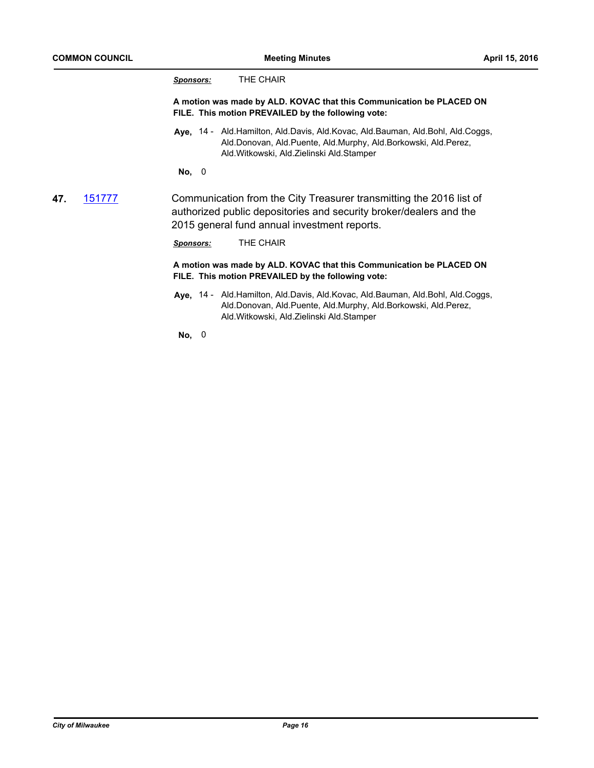*Sponsors:* THE CHAIR

**A motion was made by ALD. KOVAC that this Communication be PLACED ON FILE. This motion PREVAILED by the following vote:**

**Aye,** 14 - Ald.Hamilton, Ald.Davis, Ald.Kovac, Ald.Bauman, Ald.Bohl, Ald.Coggs, Ald.Donovan, Ald.Puente, Ald.Murphy, Ald.Borkowski, Ald.Perez, Ald.Witkowski, Ald.Zielinski Ald.Stamper

**No,** 0

**47.** 151777 Communication from the City Treasurer transmitting the 2016 list of authorized public depositories and security broker/dealers and the 2015 general fund annual investment reports.

*Sponsors:* THE CHAIR

**A motion was made by ALD. KOVAC that this Communication be PLACED ON FILE. This motion PREVAILED by the following vote:**

**Aye,** 14 - Ald.Hamilton, Ald.Davis, Ald.Kovac, Ald.Bauman, Ald.Bohl, Ald.Coggs, Ald.Donovan, Ald.Puente, Ald.Murphy, Ald.Borkowski, Ald.Perez, Ald.Witkowski, Ald.Zielinski Ald.Stamper

**No,** 0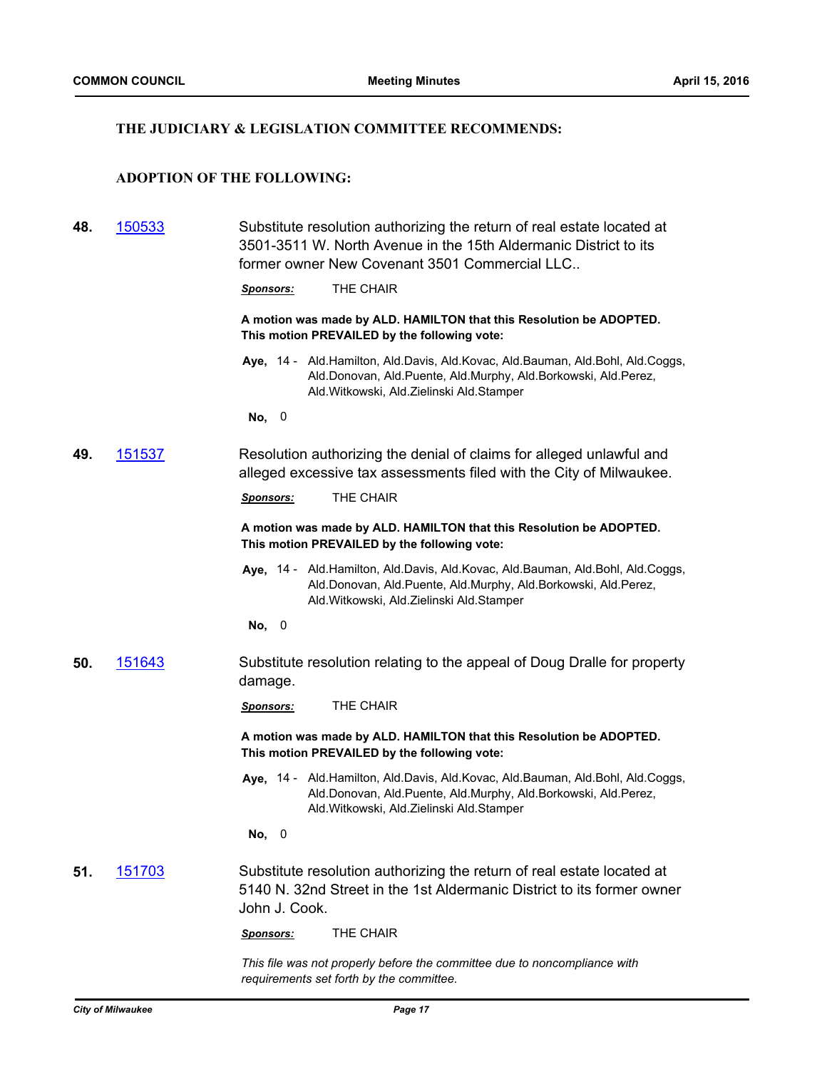### THE JUDICIARY & LEGISLATION COMMITTEE RECOMMENDS:

### ADOPTION OF THE FOLLOWING:

**48.** [150533] Substitute resolution authorizing the return of real estate located at 3501-3511 W. North Avenue in the 15th Aldermanic District to its former owner New Covenant 3501 Commercial LLC..

***Sponsors:*** THE CHAIR

**A motion was made by ALD. HAMILTON that this Resolution be ADOPTED. This motion PREVAILED by the following vote:**

**Aye,** 14 - Ald.Hamilton, Ald.Davis, Ald.Kovac, Ald.Bauman, Ald.Bohl, Ald.Coggs, Ald.Donovan, Ald.Puente, Ald.Murphy, Ald.Borkowski, Ald.Perez, Ald.Witkowski, Ald.Zielinski Ald.Stamper

**No,** 0

**49.** [151537] Resolution authorizing the denial of claims for alleged unlawful and alleged excessive tax assessments filed with the City of Milwaukee.

***Sponsors:*** THE CHAIR

**A motion was made by ALD. HAMILTON that this Resolution be ADOPTED. This motion PREVAILED by the following vote:**

**Aye,** 14 - Ald.Hamilton, Ald.Davis, Ald.Kovac, Ald.Bauman, Ald.Bohl, Ald.Coggs, Ald.Donovan, Ald.Puente, Ald.Murphy, Ald.Borkowski, Ald.Perez, Ald.Witkowski, Ald.Zielinski Ald.Stamper

**No,** 0

**50.** [151643] Substitute resolution relating to the appeal of Doug Dralle for property damage.

***Sponsors:*** THE CHAIR

**A motion was made by ALD. HAMILTON that this Resolution be ADOPTED. This motion PREVAILED by the following vote:**

**Aye,** 14 - Ald.Hamilton, Ald.Davis, Ald.Kovac, Ald.Bauman, Ald.Bohl, Ald.Coggs, Ald.Donovan, Ald.Puente, Ald.Murphy, Ald.Borkowski, Ald.Perez, Ald.Witkowski, Ald.Zielinski Ald.Stamper

**No,** 0

**51.** [151703] Substitute resolution authorizing the return of real estate located at 5140 N. 32nd Street in the 1st Aldermanic District to its former owner John J. Cook.

***Sponsors:*** THE CHAIR

*This file was not properly before the committee due to noncompliance with requirements set forth by the committee.*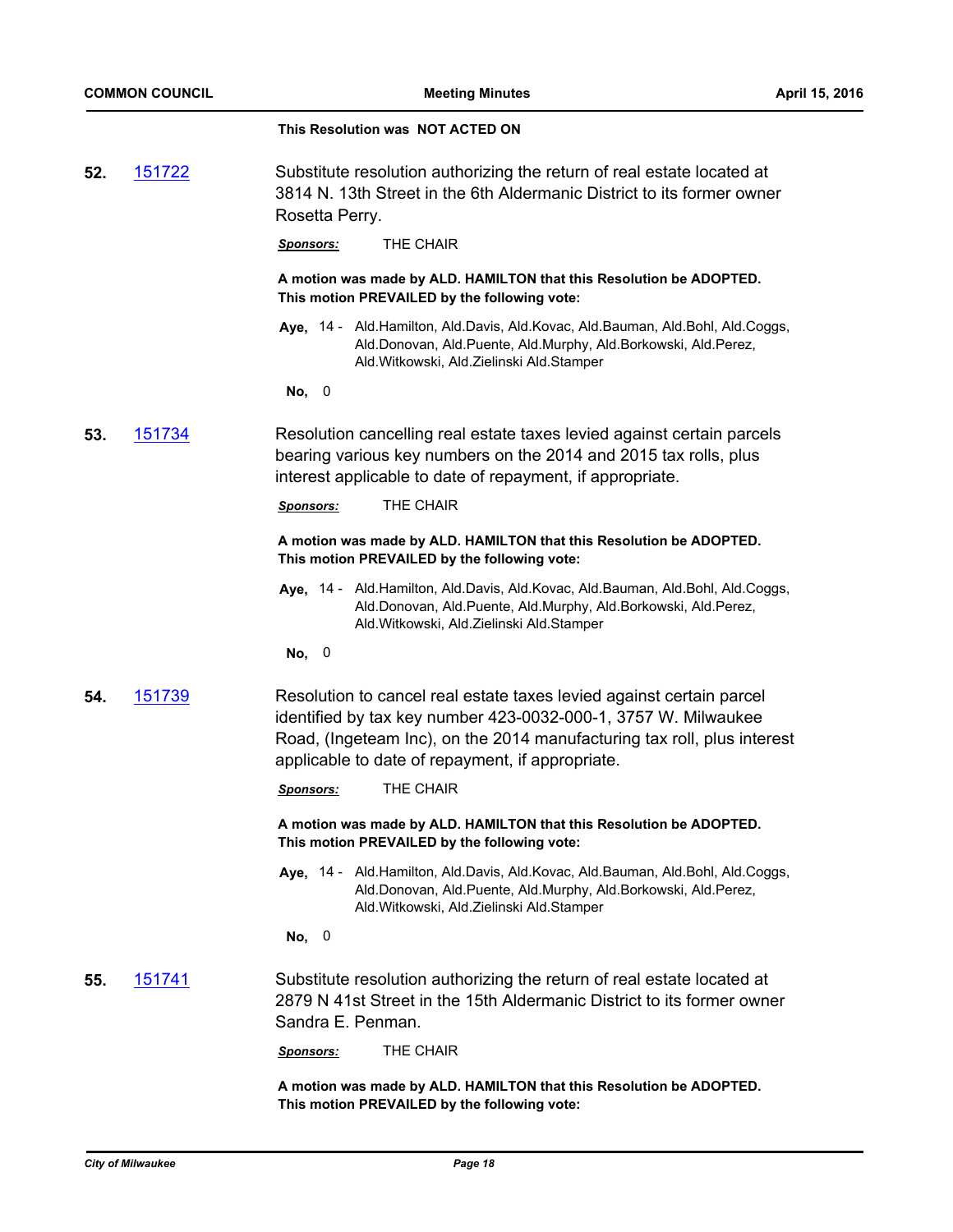**This Resolution was NOT ACTED ON**

**52.** 151722 Substitute resolution authorizing the return of real estate located at 3814 N. 13th Street in the 6th Aldermanic District to its former owner Rosetta Perry.

***Sponsors:*** THE CHAIR

**A motion was made by ALD. HAMILTON that this Resolution be ADOPTED. This motion PREVAILED by the following vote:**

**Aye,** 14 - Ald.Hamilton, Ald.Davis, Ald.Kovac, Ald.Bauman, Ald.Bohl, Ald.Coggs, Ald.Donovan, Ald.Puente, Ald.Murphy, Ald.Borkowski, Ald.Perez, Ald.Witkowski, Ald.Zielinski Ald.Stamper

**No,** 0

**53.** 151734 Resolution cancelling real estate taxes levied against certain parcels bearing various key numbers on the 2014 and 2015 tax rolls, plus interest applicable to date of repayment, if appropriate.

***Sponsors:*** THE CHAIR

**A motion was made by ALD. HAMILTON that this Resolution be ADOPTED. This motion PREVAILED by the following vote:**

**Aye,** 14 - Ald.Hamilton, Ald.Davis, Ald.Kovac, Ald.Bauman, Ald.Bohl, Ald.Coggs, Ald.Donovan, Ald.Puente, Ald.Murphy, Ald.Borkowski, Ald.Perez, Ald.Witkowski, Ald.Zielinski Ald.Stamper

**No,** 0

**54.** 151739 Resolution to cancel real estate taxes levied against certain parcel identified by tax key number 423-0032-000-1, 3757 W. Milwaukee Road, (Ingeteam Inc), on the 2014 manufacturing tax roll, plus interest applicable to date of repayment, if appropriate.

***Sponsors:*** THE CHAIR

**A motion was made by ALD. HAMILTON that this Resolution be ADOPTED. This motion PREVAILED by the following vote:**

**Aye,** 14 - Ald.Hamilton, Ald.Davis, Ald.Kovac, Ald.Bauman, Ald.Bohl, Ald.Coggs, Ald.Donovan, Ald.Puente, Ald.Murphy, Ald.Borkowski, Ald.Perez, Ald.Witkowski, Ald.Zielinski Ald.Stamper

**No,** 0

**55.** 151741 Substitute resolution authorizing the return of real estate located at 2879 N 41st Street in the 15th Aldermanic District to its former owner Sandra E. Penman.

***Sponsors:*** THE CHAIR

**A motion was made by ALD. HAMILTON that this Resolution be ADOPTED. This motion PREVAILED by the following vote:**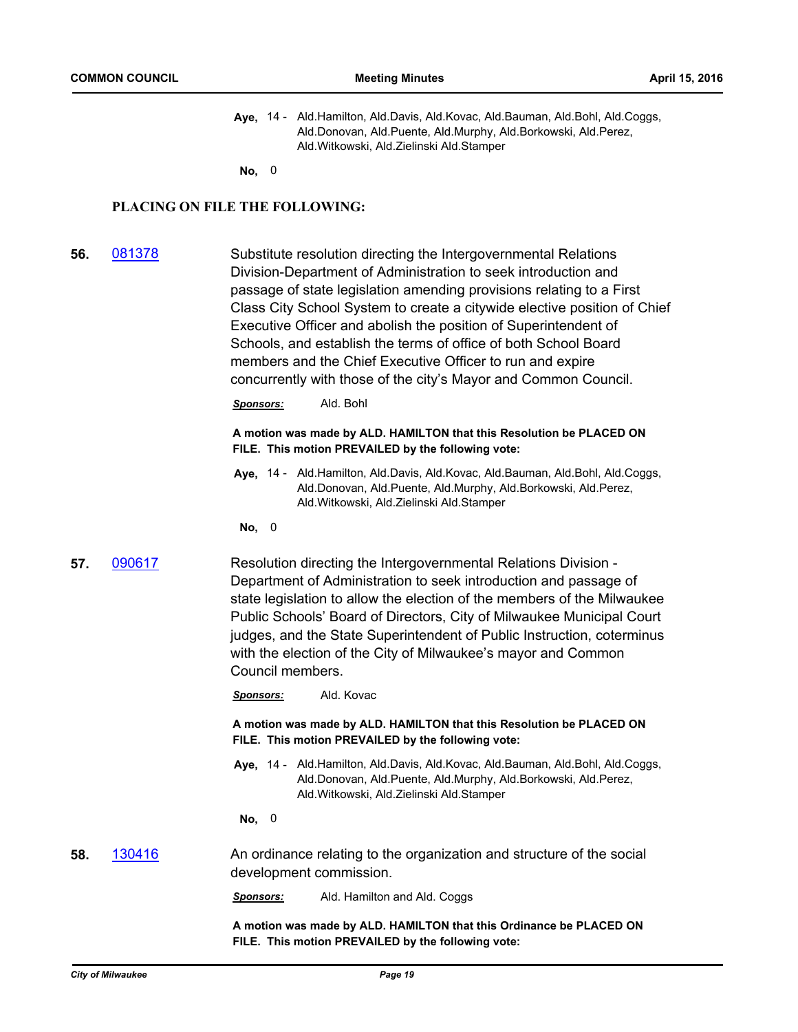**Aye,** 14 - Ald.Hamilton, Ald.Davis, Ald.Kovac, Ald.Bauman, Ald.Bohl, Ald.Coggs, Ald.Donovan, Ald.Puente, Ald.Murphy, Ald.Borkowski, Ald.Perez, Ald.Witkowski, Ald.Zielinski Ald.Stamper

**No,** 0

## PLACING ON FILE THE FOLLOWING:

**56.** [081378]

Substitute resolution directing the Intergovernmental Relations Division-Department of Administration to seek introduction and passage of state legislation amending provisions relating to a First Class City School System to create a citywide elective position of Chief Executive Officer and abolish the position of Superintendent of Schools, and establish the terms of office of both School Board members and the Chief Executive Officer to run and expire concurrently with those of the city's Mayor and Common Council.

***Sponsors:*** Ald. Bohl

**A motion was made by ALD. HAMILTON that this Resolution be PLACED ON FILE. This motion PREVAILED by the following vote:**

**Aye,** 14 - Ald.Hamilton, Ald.Davis, Ald.Kovac, Ald.Bauman, Ald.Bohl, Ald.Coggs, Ald.Donovan, Ald.Puente, Ald.Murphy, Ald.Borkowski, Ald.Perez, Ald.Witkowski, Ald.Zielinski Ald.Stamper

**No,** 0

**57.** [090617]

Resolution directing the Intergovernmental Relations Division - Department of Administration to seek introduction and passage of state legislation to allow the election of the members of the Milwaukee Public Schools' Board of Directors, City of Milwaukee Municipal Court judges, and the State Superintendent of Public Instruction, coterminus with the election of the City of Milwaukee's mayor and Common Council members.

***Sponsors:*** Ald. Kovac

**A motion was made by ALD. HAMILTON that this Resolution be PLACED ON FILE. This motion PREVAILED by the following vote:**

**Aye,** 14 - Ald.Hamilton, Ald.Davis, Ald.Kovac, Ald.Bauman, Ald.Bohl, Ald.Coggs, Ald.Donovan, Ald.Puente, Ald.Murphy, Ald.Borkowski, Ald.Perez, Ald.Witkowski, Ald.Zielinski Ald.Stamper

**No,** 0

**58.** [130416]

An ordinance relating to the organization and structure of the social development commission.

***Sponsors:*** Ald. Hamilton and Ald. Coggs

**A motion was made by ALD. HAMILTON that this Ordinance be PLACED ON FILE. This motion PREVAILED by the following vote:**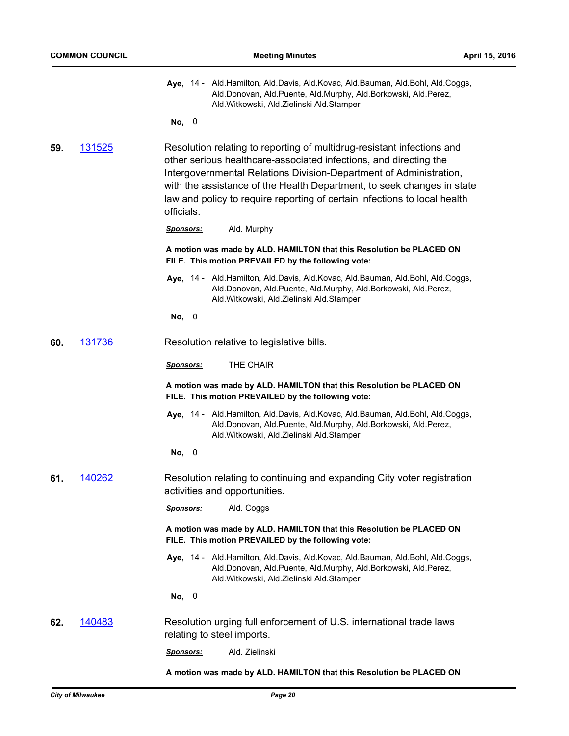**Aye,** 14 - Ald.Hamilton, Ald.Davis, Ald.Kovac, Ald.Bauman, Ald.Bohl, Ald.Coggs, Ald.Donovan, Ald.Puente, Ald.Murphy, Ald.Borkowski, Ald.Perez, Ald.Witkowski, Ald.Zielinski Ald.Stamper

**No,** 0

**59.** [131525](131525)

Resolution relating to reporting of multidrug-resistant infections and other serious healthcare-associated infections, and directing the Intergovernmental Relations Division-Department of Administration, with the assistance of the Health Department, to seek changes in state law and policy to require reporting of certain infections to local health officials.

***Sponsors:*** Ald. Murphy

**A motion was made by ALD. HAMILTON that this Resolution be PLACED ON FILE. This motion PREVAILED by the following vote:**

**Aye,** 14 - Ald.Hamilton, Ald.Davis, Ald.Kovac, Ald.Bauman, Ald.Bohl, Ald.Coggs, Ald.Donovan, Ald.Puente, Ald.Murphy, Ald.Borkowski, Ald.Perez, Ald.Witkowski, Ald.Zielinski Ald.Stamper

**No,** 0

**60.** [131736](131736)

Resolution relative to legislative bills.

***Sponsors:*** THE CHAIR

**A motion was made by ALD. HAMILTON that this Resolution be PLACED ON FILE. This motion PREVAILED by the following vote:**

**Aye,** 14 - Ald.Hamilton, Ald.Davis, Ald.Kovac, Ald.Bauman, Ald.Bohl, Ald.Coggs, Ald.Donovan, Ald.Puente, Ald.Murphy, Ald.Borkowski, Ald.Perez, Ald.Witkowski, Ald.Zielinski Ald.Stamper

**No,** 0

**61.** [140262](140262)

Resolution relating to continuing and expanding City voter registration activities and opportunities.

***Sponsors:*** Ald. Coggs

**A motion was made by ALD. HAMILTON that this Resolution be PLACED ON FILE. This motion PREVAILED by the following vote:**

**Aye,** 14 - Ald.Hamilton, Ald.Davis, Ald.Kovac, Ald.Bauman, Ald.Bohl, Ald.Coggs, Ald.Donovan, Ald.Puente, Ald.Murphy, Ald.Borkowski, Ald.Perez, Ald.Witkowski, Ald.Zielinski Ald.Stamper

**No,** 0

**62.** [140483](140483)

Resolution urging full enforcement of U.S. international trade laws relating to steel imports.

***Sponsors:*** Ald. Zielinski

**A motion was made by ALD. HAMILTON that this Resolution be PLACED ON**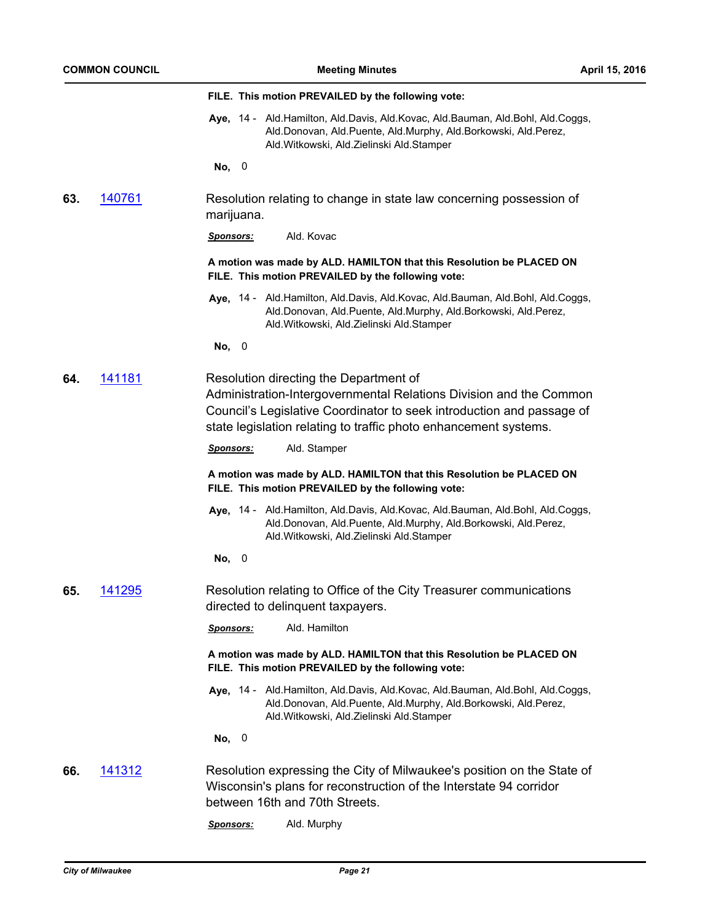**FILE. This motion PREVAILED by the following vote:**

**Aye,** 14 - Ald.Hamilton, Ald.Davis, Ald.Kovac, Ald.Bauman, Ald.Bohl, Ald.Coggs, Ald.Donovan, Ald.Puente, Ald.Murphy, Ald.Borkowski, Ald.Perez, Ald.Witkowski, Ald.Zielinski Ald.Stamper

**No,** 0

**63.** [140761](140761) Resolution relating to change in state law concerning possession of marijuana.

***Sponsors:*** Ald. Kovac

**A motion was made by ALD. HAMILTON that this Resolution be PLACED ON FILE. This motion PREVAILED by the following vote:**

**Aye,** 14 - Ald.Hamilton, Ald.Davis, Ald.Kovac, Ald.Bauman, Ald.Bohl, Ald.Coggs, Ald.Donovan, Ald.Puente, Ald.Murphy, Ald.Borkowski, Ald.Perez, Ald.Witkowski, Ald.Zielinski Ald.Stamper

**No,** 0

**64.** [141181](141181) Resolution directing the Department of Administration-Intergovernmental Relations Division and the Common Council's Legislative Coordinator to seek introduction and passage of state legislation relating to traffic photo enhancement systems.

***Sponsors:*** Ald. Stamper

**A motion was made by ALD. HAMILTON that this Resolution be PLACED ON FILE. This motion PREVAILED by the following vote:**

**Aye,** 14 - Ald.Hamilton, Ald.Davis, Ald.Kovac, Ald.Bauman, Ald.Bohl, Ald.Coggs, Ald.Donovan, Ald.Puente, Ald.Murphy, Ald.Borkowski, Ald.Perez, Ald.Witkowski, Ald.Zielinski Ald.Stamper

**No,** 0

**65.** [141295](141295) Resolution relating to Office of the City Treasurer communications directed to delinquent taxpayers.

***Sponsors:*** Ald. Hamilton

**A motion was made by ALD. HAMILTON that this Resolution be PLACED ON FILE. This motion PREVAILED by the following vote:**

**Aye,** 14 - Ald.Hamilton, Ald.Davis, Ald.Kovac, Ald.Bauman, Ald.Bohl, Ald.Coggs, Ald.Donovan, Ald.Puente, Ald.Murphy, Ald.Borkowski, Ald.Perez, Ald.Witkowski, Ald.Zielinski Ald.Stamper

**No,** 0

**66.** [141312](141312) Resolution expressing the City of Milwaukee's position on the State of Wisconsin's plans for reconstruction of the Interstate 94 corridor between 16th and 70th Streets.

***Sponsors:*** Ald. Murphy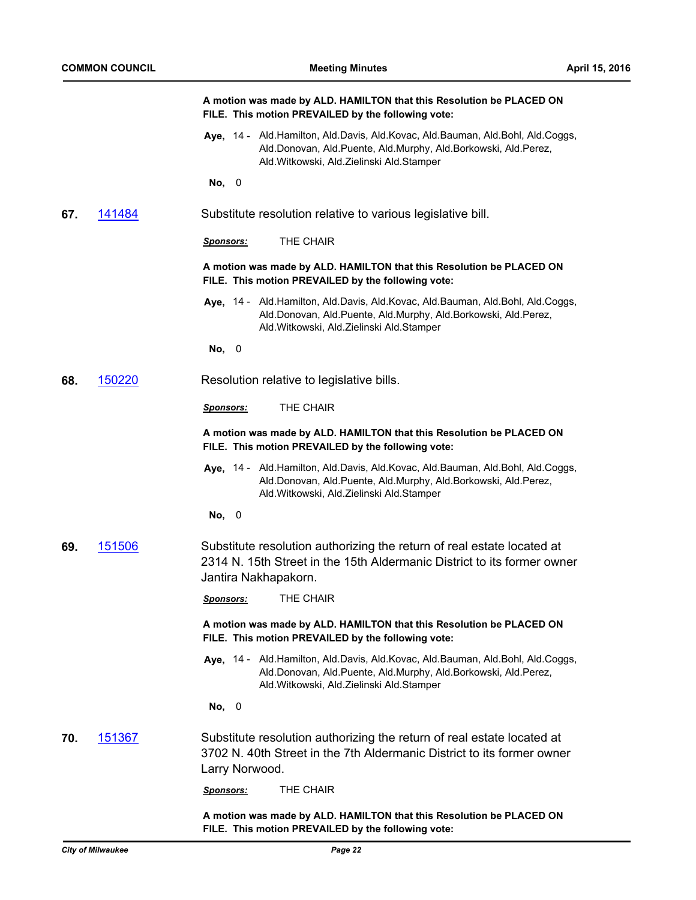**A motion was made by ALD. HAMILTON that this Resolution be PLACED ON FILE. This motion PREVAILED by the following vote:**

**Aye,** 14 - Ald.Hamilton, Ald.Davis, Ald.Kovac, Ald.Bauman, Ald.Bohl, Ald.Coggs, Ald.Donovan, Ald.Puente, Ald.Murphy, Ald.Borkowski, Ald.Perez, Ald.Witkowski, Ald.Zielinski Ald.Stamper

**No,** 0

**67.** 141484 Substitute resolution relative to various legislative bill.

***Sponsors:*** THE CHAIR

**A motion was made by ALD. HAMILTON that this Resolution be PLACED ON FILE. This motion PREVAILED by the following vote:**

**Aye,** 14 - Ald.Hamilton, Ald.Davis, Ald.Kovac, Ald.Bauman, Ald.Bohl, Ald.Coggs, Ald.Donovan, Ald.Puente, Ald.Murphy, Ald.Borkowski, Ald.Perez, Ald.Witkowski, Ald.Zielinski Ald.Stamper

**No,** 0

**68.** 150220 Resolution relative to legislative bills.

***Sponsors:*** THE CHAIR

**A motion was made by ALD. HAMILTON that this Resolution be PLACED ON FILE. This motion PREVAILED by the following vote:**

**Aye,** 14 - Ald.Hamilton, Ald.Davis, Ald.Kovac, Ald.Bauman, Ald.Bohl, Ald.Coggs, Ald.Donovan, Ald.Puente, Ald.Murphy, Ald.Borkowski, Ald.Perez, Ald.Witkowski, Ald.Zielinski Ald.Stamper

**No,** 0

**69.** 151506 Substitute resolution authorizing the return of real estate located at 2314 N. 15th Street in the 15th Aldermanic District to its former owner Jantira Nakhapakorn.

***Sponsors:*** THE CHAIR

**A motion was made by ALD. HAMILTON that this Resolution be PLACED ON FILE. This motion PREVAILED by the following vote:**

**Aye,** 14 - Ald.Hamilton, Ald.Davis, Ald.Kovac, Ald.Bauman, Ald.Bohl, Ald.Coggs, Ald.Donovan, Ald.Puente, Ald.Murphy, Ald.Borkowski, Ald.Perez, Ald.Witkowski, Ald.Zielinski Ald.Stamper

**No,** 0

**70.** 151367 Substitute resolution authorizing the return of real estate located at 3702 N. 40th Street in the 7th Aldermanic District to its former owner Larry Norwood.

***Sponsors:*** THE CHAIR

**A motion was made by ALD. HAMILTON that this Resolution be PLACED ON FILE. This motion PREVAILED by the following vote:**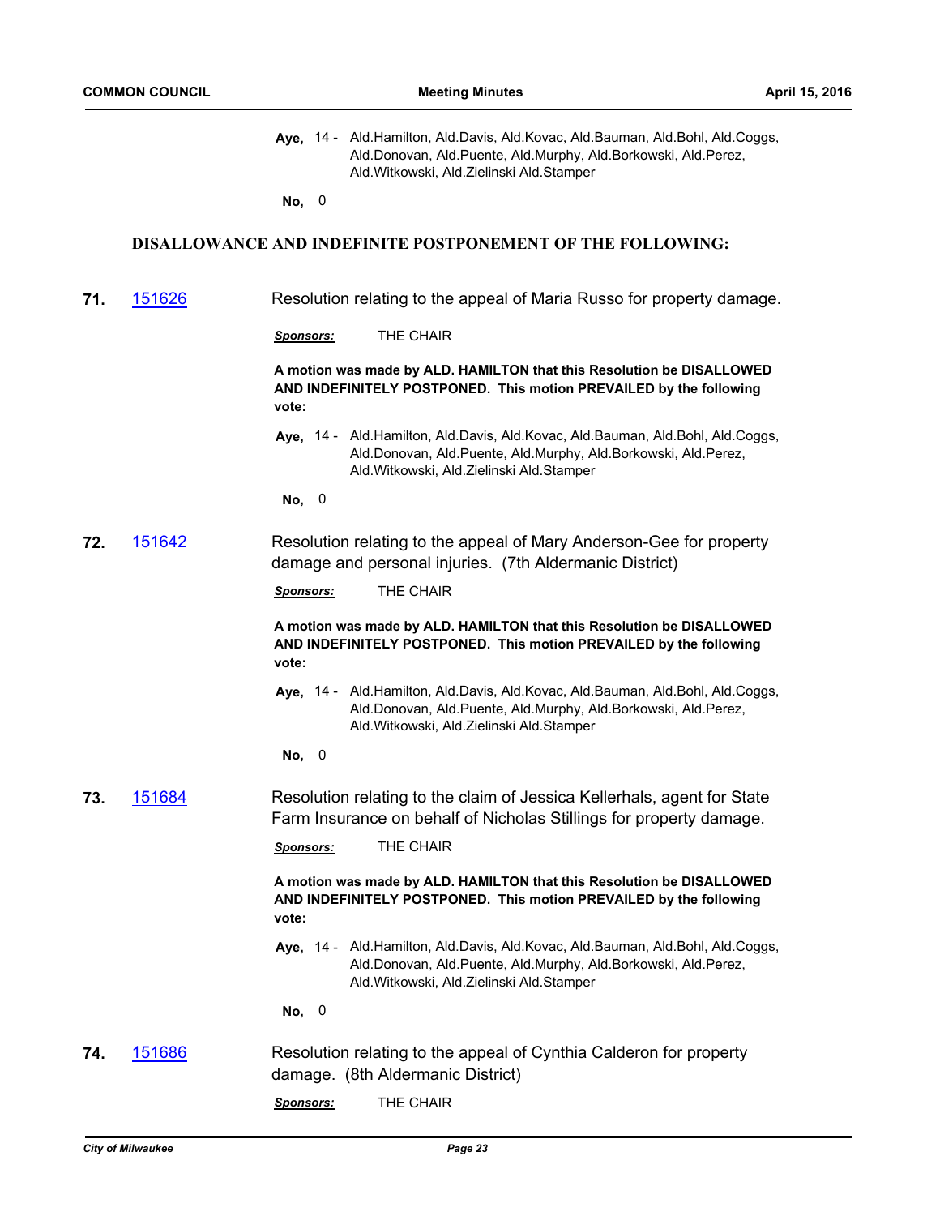**Aye,** 14 - Ald.Hamilton, Ald.Davis, Ald.Kovac, Ald.Bauman, Ald.Bohl, Ald.Coggs, Ald.Donovan, Ald.Puente, Ald.Murphy, Ald.Borkowski, Ald.Perez, Ald.Witkowski, Ald.Zielinski Ald.Stamper

**No,** 0

## DISALLOWANCE AND INDEFINITE POSTPONEMENT OF THE FOLLOWING:

**71.** [151626]

Resolution relating to the appeal of Maria Russo for property damage.

***Sponsors:*** THE CHAIR

**A motion was made by ALD. HAMILTON that this Resolution be DISALLOWED AND INDEFINITELY POSTPONED. This motion PREVAILED by the following vote:**

**Aye,** 14 - Ald.Hamilton, Ald.Davis, Ald.Kovac, Ald.Bauman, Ald.Bohl, Ald.Coggs, Ald.Donovan, Ald.Puente, Ald.Murphy, Ald.Borkowski, Ald.Perez, Ald.Witkowski, Ald.Zielinski Ald.Stamper

**No,** 0

**72.** [151642]

Resolution relating to the appeal of Mary Anderson-Gee for property damage and personal injuries. (7th Aldermanic District)

***Sponsors:*** THE CHAIR

**A motion was made by ALD. HAMILTON that this Resolution be DISALLOWED AND INDEFINITELY POSTPONED. This motion PREVAILED by the following vote:**

**Aye,** 14 - Ald.Hamilton, Ald.Davis, Ald.Kovac, Ald.Bauman, Ald.Bohl, Ald.Coggs, Ald.Donovan, Ald.Puente, Ald.Murphy, Ald.Borkowski, Ald.Perez, Ald.Witkowski, Ald.Zielinski Ald.Stamper

**No,** 0

**73.** [151684]

Resolution relating to the claim of Jessica Kellerhals, agent for State Farm Insurance on behalf of Nicholas Stillings for property damage.

***Sponsors:*** THE CHAIR

**A motion was made by ALD. HAMILTON that this Resolution be DISALLOWED AND INDEFINITELY POSTPONED. This motion PREVAILED by the following vote:**

**Aye,** 14 - Ald.Hamilton, Ald.Davis, Ald.Kovac, Ald.Bauman, Ald.Bohl, Ald.Coggs, Ald.Donovan, Ald.Puente, Ald.Murphy, Ald.Borkowski, Ald.Perez, Ald.Witkowski, Ald.Zielinski Ald.Stamper

**No,** 0

**74.** [151686]

Resolution relating to the appeal of Cynthia Calderon for property damage. (8th Aldermanic District)

***Sponsors:*** THE CHAIR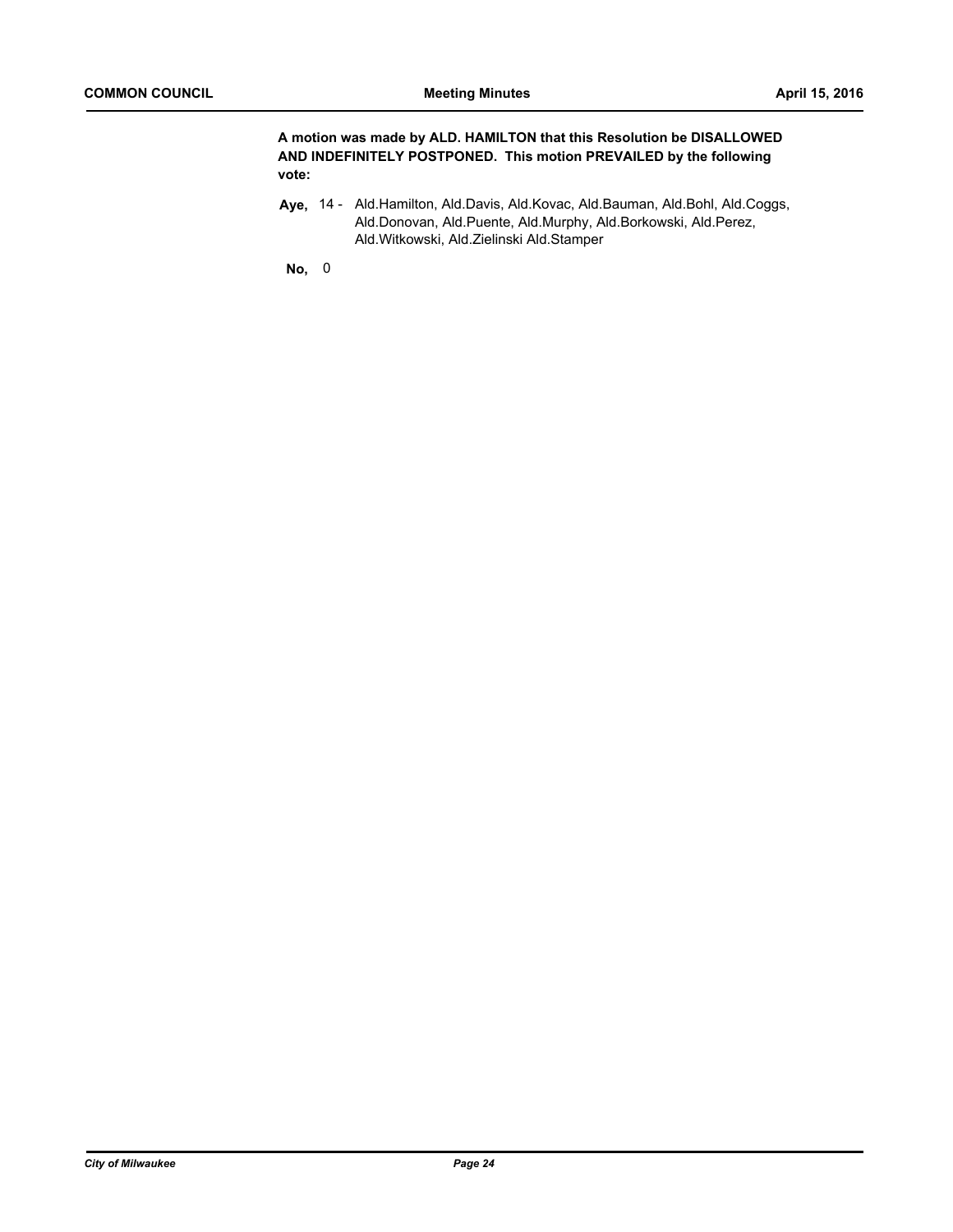**A motion was made by ALD. HAMILTON that this Resolution be DISALLOWED AND INDEFINITELY POSTPONED. This motion PREVAILED by the following vote:**

**Aye,** 14 - Ald.Hamilton, Ald.Davis, Ald.Kovac, Ald.Bauman, Ald.Bohl, Ald.Coggs, Ald.Donovan, Ald.Puente, Ald.Murphy, Ald.Borkowski, Ald.Perez, Ald.Witkowski, Ald.Zielinski Ald.Stamper

**No,** 0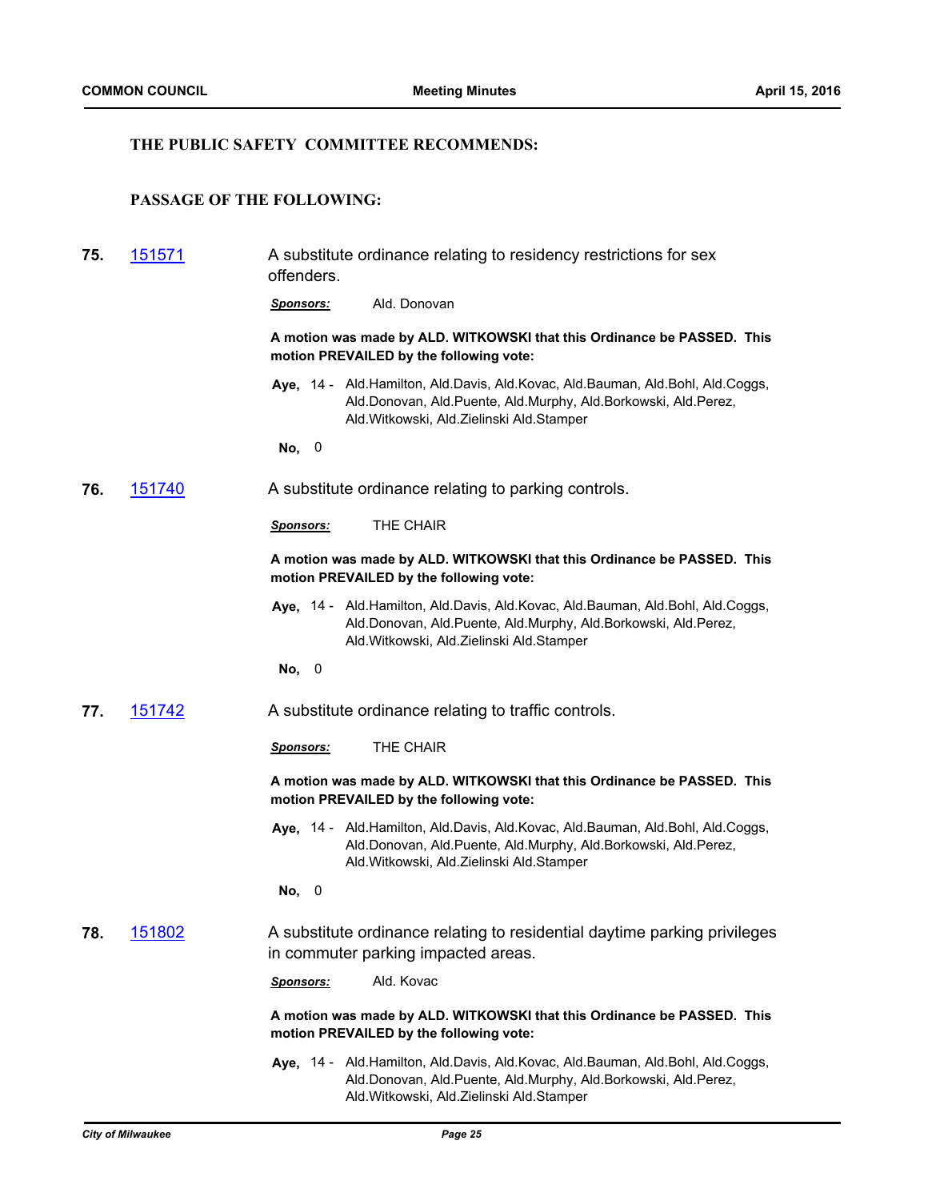**THE PUBLIC SAFETY COMMITTEE RECOMMENDS:**

**PASSAGE OF THE FOLLOWING:**

**75.** [151571](151571) A substitute ordinance relating to residency restrictions for sex offenders.

***Sponsors:*** Ald. Donovan

**A motion was made by ALD. WITKOWSKI that this Ordinance be PASSED. This motion PREVAILED by the following vote:**

**Aye,** 14 - Ald.Hamilton, Ald.Davis, Ald.Kovac, Ald.Bauman, Ald.Bohl, Ald.Coggs, Ald.Donovan, Ald.Puente, Ald.Murphy, Ald.Borkowski, Ald.Perez, Ald.Witkowski, Ald.Zielinski Ald.Stamper

**No,** 0

**76.** [151740](151740) A substitute ordinance relating to parking controls.

***Sponsors:*** THE CHAIR

**A motion was made by ALD. WITKOWSKI that this Ordinance be PASSED. This motion PREVAILED by the following vote:**

**Aye,** 14 - Ald.Hamilton, Ald.Davis, Ald.Kovac, Ald.Bauman, Ald.Bohl, Ald.Coggs, Ald.Donovan, Ald.Puente, Ald.Murphy, Ald.Borkowski, Ald.Perez, Ald.Witkowski, Ald.Zielinski Ald.Stamper

**No,** 0

**77.** [151742](151742) A substitute ordinance relating to traffic controls.

***Sponsors:*** THE CHAIR

**A motion was made by ALD. WITKOWSKI that this Ordinance be PASSED. This motion PREVAILED by the following vote:**

**Aye,** 14 - Ald.Hamilton, Ald.Davis, Ald.Kovac, Ald.Bauman, Ald.Bohl, Ald.Coggs, Ald.Donovan, Ald.Puente, Ald.Murphy, Ald.Borkowski, Ald.Perez, Ald.Witkowski, Ald.Zielinski Ald.Stamper

**No,** 0

**78.** [151802](151802) A substitute ordinance relating to residential daytime parking privileges in commuter parking impacted areas.

***Sponsors:*** Ald. Kovac

**A motion was made by ALD. WITKOWSKI that this Ordinance be PASSED. This motion PREVAILED by the following vote:**

**Aye,** 14 - Ald.Hamilton, Ald.Davis, Ald.Kovac, Ald.Bauman, Ald.Bohl, Ald.Coggs, Ald.Donovan, Ald.Puente, Ald.Murphy, Ald.Borkowski, Ald.Perez, Ald.Witkowski, Ald.Zielinski Ald.Stamper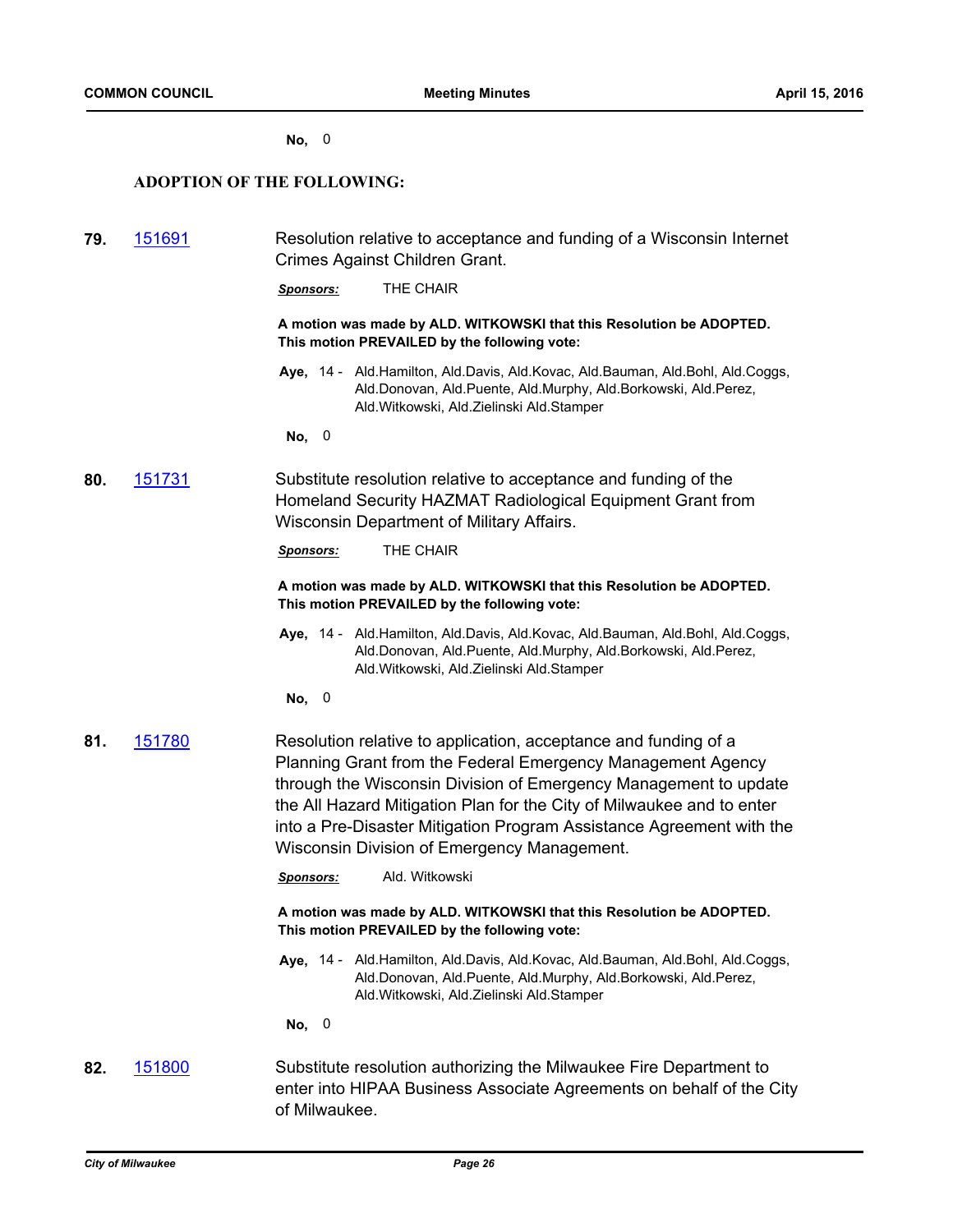**No,** 0

**ADOPTION OF THE FOLLOWING:**

**79.** 151691 Resolution relative to acceptance and funding of a Wisconsin Internet Crimes Against Children Grant.

***Sponsors:*** THE CHAIR

**A motion was made by ALD. WITKOWSKI that this Resolution be ADOPTED. This motion PREVAILED by the following vote:**

**Aye,** 14 - Ald.Hamilton, Ald.Davis, Ald.Kovac, Ald.Bauman, Ald.Bohl, Ald.Coggs, Ald.Donovan, Ald.Puente, Ald.Murphy, Ald.Borkowski, Ald.Perez, Ald.Witkowski, Ald.Zielinski Ald.Stamper

**No,** 0

**80.** 151731 Substitute resolution relative to acceptance and funding of the Homeland Security HAZMAT Radiological Equipment Grant from Wisconsin Department of Military Affairs.

***Sponsors:*** THE CHAIR

**A motion was made by ALD. WITKOWSKI that this Resolution be ADOPTED. This motion PREVAILED by the following vote:**

**Aye,** 14 - Ald.Hamilton, Ald.Davis, Ald.Kovac, Ald.Bauman, Ald.Bohl, Ald.Coggs, Ald.Donovan, Ald.Puente, Ald.Murphy, Ald.Borkowski, Ald.Perez, Ald.Witkowski, Ald.Zielinski Ald.Stamper

**No,** 0

**81.** 151780 Resolution relative to application, acceptance and funding of a Planning Grant from the Federal Emergency Management Agency through the Wisconsin Division of Emergency Management to update the All Hazard Mitigation Plan for the City of Milwaukee and to enter into a Pre-Disaster Mitigation Program Assistance Agreement with the Wisconsin Division of Emergency Management.

***Sponsors:*** Ald. Witkowski

**A motion was made by ALD. WITKOWSKI that this Resolution be ADOPTED. This motion PREVAILED by the following vote:**

**Aye,** 14 - Ald.Hamilton, Ald.Davis, Ald.Kovac, Ald.Bauman, Ald.Bohl, Ald.Coggs, Ald.Donovan, Ald.Puente, Ald.Murphy, Ald.Borkowski, Ald.Perez, Ald.Witkowski, Ald.Zielinski Ald.Stamper

**No,** 0

**82.** 151800 Substitute resolution authorizing the Milwaukee Fire Department to enter into HIPAA Business Associate Agreements on behalf of the City of Milwaukee.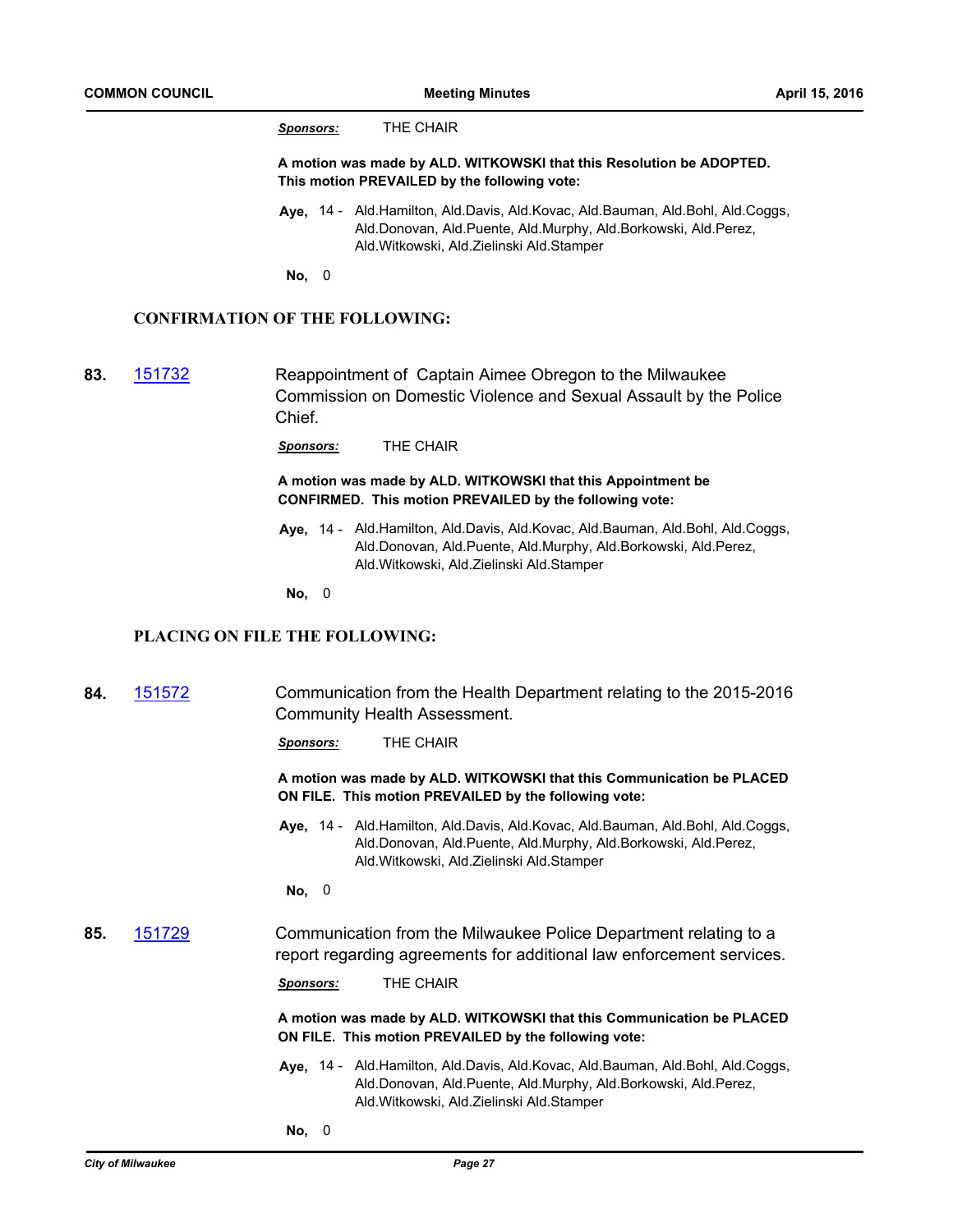***Sponsors:*** THE CHAIR

**A motion was made by ALD. WITKOWSKI that this Resolution be ADOPTED. This motion PREVAILED by the following vote:**

**Aye,** 14 - Ald.Hamilton, Ald.Davis, Ald.Kovac, Ald.Bauman, Ald.Bohl, Ald.Coggs, Ald.Donovan, Ald.Puente, Ald.Murphy, Ald.Borkowski, Ald.Perez, Ald.Witkowski, Ald.Zielinski Ald.Stamper

**No,** 0

### CONFIRMATION OF THE FOLLOWING:

**83.** 151732 Reappointment of Captain Aimee Obregon to the Milwaukee Commission on Domestic Violence and Sexual Assault by the Police Chief.

***Sponsors:*** THE CHAIR

**A motion was made by ALD. WITKOWSKI that this Appointment be CONFIRMED. This motion PREVAILED by the following vote:**

**Aye,** 14 - Ald.Hamilton, Ald.Davis, Ald.Kovac, Ald.Bauman, Ald.Bohl, Ald.Coggs, Ald.Donovan, Ald.Puente, Ald.Murphy, Ald.Borkowski, Ald.Perez, Ald.Witkowski, Ald.Zielinski Ald.Stamper

**No,** 0

### PLACING ON FILE THE FOLLOWING:

**84.** 151572 Communication from the Health Department relating to the 2015-2016 Community Health Assessment.

***Sponsors:*** THE CHAIR

**A motion was made by ALD. WITKOWSKI that this Communication be PLACED ON FILE. This motion PREVAILED by the following vote:**

**Aye,** 14 - Ald.Hamilton, Ald.Davis, Ald.Kovac, Ald.Bauman, Ald.Bohl, Ald.Coggs, Ald.Donovan, Ald.Puente, Ald.Murphy, Ald.Borkowski, Ald.Perez, Ald.Witkowski, Ald.Zielinski Ald.Stamper

**No,** 0

**85.** 151729 Communication from the Milwaukee Police Department relating to a report regarding agreements for additional law enforcement services.

***Sponsors:*** THE CHAIR

**A motion was made by ALD. WITKOWSKI that this Communication be PLACED ON FILE. This motion PREVAILED by the following vote:**

**Aye,** 14 - Ald.Hamilton, Ald.Davis, Ald.Kovac, Ald.Bauman, Ald.Bohl, Ald.Coggs, Ald.Donovan, Ald.Puente, Ald.Murphy, Ald.Borkowski, Ald.Perez, Ald.Witkowski, Ald.Zielinski Ald.Stamper

**No,** 0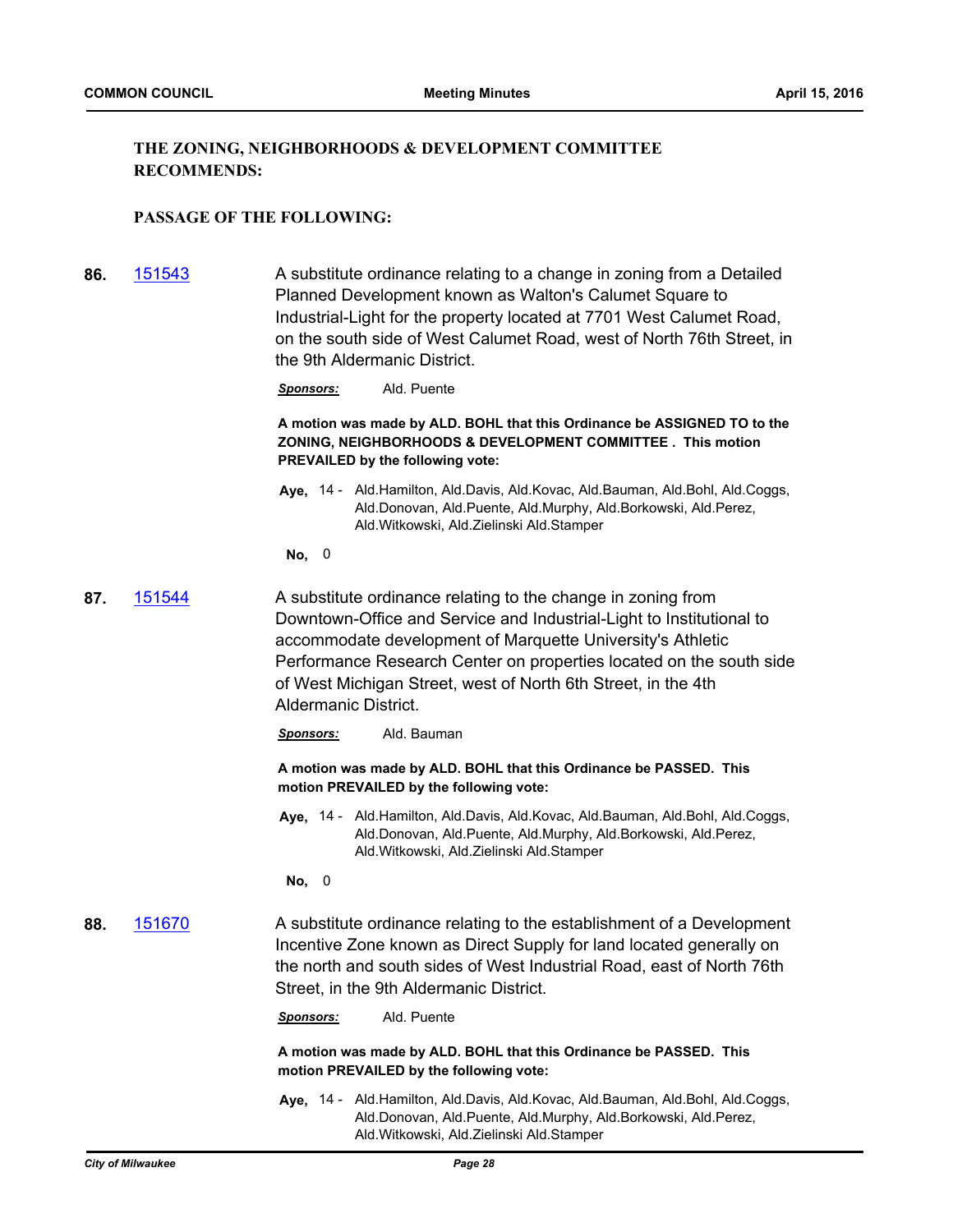### THE ZONING, NEIGHBORHOODS & DEVELOPMENT COMMITTEE RECOMMENDS:

### PASSAGE OF THE FOLLOWING:

**86.** 151543 A substitute ordinance relating to a change in zoning from a Detailed Planned Development known as Walton's Calumet Square to Industrial-Light for the property located at 7701 West Calumet Road, on the south side of West Calumet Road, west of North 76th Street, in the 9th Aldermanic District.

***Sponsors:*** Ald. Puente

**A motion was made by ALD. BOHL that this Ordinance be ASSIGNED TO to the ZONING, NEIGHBORHOODS & DEVELOPMENT COMMITTEE . This motion PREVAILED by the following vote:**

**Aye,** 14 - Ald.Hamilton, Ald.Davis, Ald.Kovac, Ald.Bauman, Ald.Bohl, Ald.Coggs, Ald.Donovan, Ald.Puente, Ald.Murphy, Ald.Borkowski, Ald.Perez, Ald.Witkowski, Ald.Zielinski Ald.Stamper

**No,** 0

**87.** 151544 A substitute ordinance relating to the change in zoning from Downtown-Office and Service and Industrial-Light to Institutional to accommodate development of Marquette University's Athletic Performance Research Center on properties located on the south side of West Michigan Street, west of North 6th Street, in the 4th Aldermanic District.

***Sponsors:*** Ald. Bauman

**A motion was made by ALD. BOHL that this Ordinance be PASSED. This motion PREVAILED by the following vote:**

**Aye,** 14 - Ald.Hamilton, Ald.Davis, Ald.Kovac, Ald.Bauman, Ald.Bohl, Ald.Coggs, Ald.Donovan, Ald.Puente, Ald.Murphy, Ald.Borkowski, Ald.Perez, Ald.Witkowski, Ald.Zielinski Ald.Stamper

**No,** 0

**88.** 151670 A substitute ordinance relating to the establishment of a Development Incentive Zone known as Direct Supply for land located generally on the north and south sides of West Industrial Road, east of North 76th Street, in the 9th Aldermanic District.

***Sponsors:*** Ald. Puente

**A motion was made by ALD. BOHL that this Ordinance be PASSED. This motion PREVAILED by the following vote:**

**Aye,** 14 - Ald.Hamilton, Ald.Davis, Ald.Kovac, Ald.Bauman, Ald.Bohl, Ald.Coggs, Ald.Donovan, Ald.Puente, Ald.Murphy, Ald.Borkowski, Ald.Perez, Ald.Witkowski, Ald.Zielinski Ald.Stamper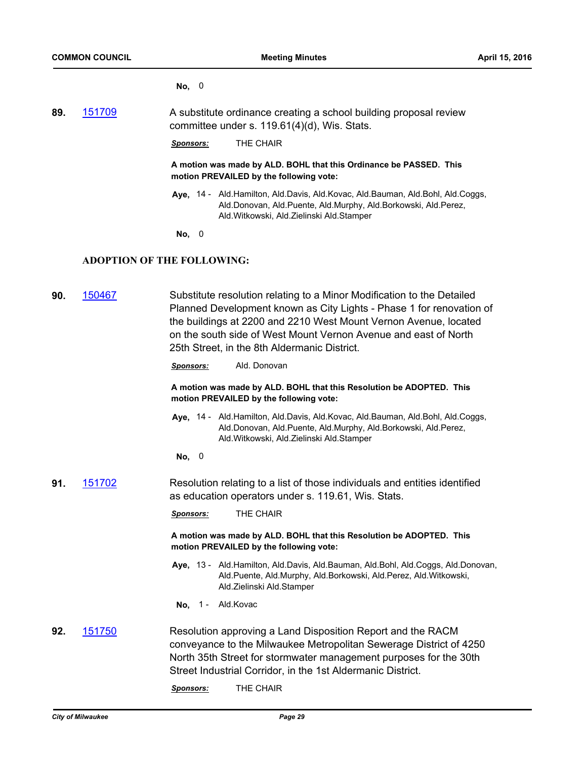**No,** 0

**89.** 151709 A substitute ordinance creating a school building proposal review committee under s. 119.61(4)(d), Wis. Stats.

***Sponsors:*** THE CHAIR

**A motion was made by ALD. BOHL that this Ordinance be PASSED. This motion PREVAILED by the following vote:**

**Aye,** 14 - Ald.Hamilton, Ald.Davis, Ald.Kovac, Ald.Bauman, Ald.Bohl, Ald.Coggs, Ald.Donovan, Ald.Puente, Ald.Murphy, Ald.Borkowski, Ald.Perez, Ald.Witkowski, Ald.Zielinski Ald.Stamper

**No,** 0

## ADOPTION OF THE FOLLOWING:

**90.** 150467 Substitute resolution relating to a Minor Modification to the Detailed Planned Development known as City Lights - Phase 1 for renovation of the buildings at 2200 and 2210 West Mount Vernon Avenue, located on the south side of West Mount Vernon Avenue and east of North 25th Street, in the 8th Aldermanic District.

***Sponsors:*** Ald. Donovan

**A motion was made by ALD. BOHL that this Resolution be ADOPTED. This motion PREVAILED by the following vote:**

**Aye,** 14 - Ald.Hamilton, Ald.Davis, Ald.Kovac, Ald.Bauman, Ald.Bohl, Ald.Coggs, Ald.Donovan, Ald.Puente, Ald.Murphy, Ald.Borkowski, Ald.Perez, Ald.Witkowski, Ald.Zielinski Ald.Stamper

**No,** 0

**91.** 151702 Resolution relating to a list of those individuals and entities identified as education operators under s. 119.61, Wis. Stats.

***Sponsors:*** THE CHAIR

**A motion was made by ALD. BOHL that this Resolution be ADOPTED. This motion PREVAILED by the following vote:**

**Aye,** 13 - Ald.Hamilton, Ald.Davis, Ald.Bauman, Ald.Bohl, Ald.Coggs, Ald.Donovan, Ald.Puente, Ald.Murphy, Ald.Borkowski, Ald.Perez, Ald.Witkowski, Ald.Zielinski Ald.Stamper

**No,** 1 - Ald.Kovac

**92.** 151750 Resolution approving a Land Disposition Report and the RACM conveyance to the Milwaukee Metropolitan Sewerage District of 4250 North 35th Street for stormwater management purposes for the 30th Street Industrial Corridor, in the 1st Aldermanic District.

***Sponsors:*** THE CHAIR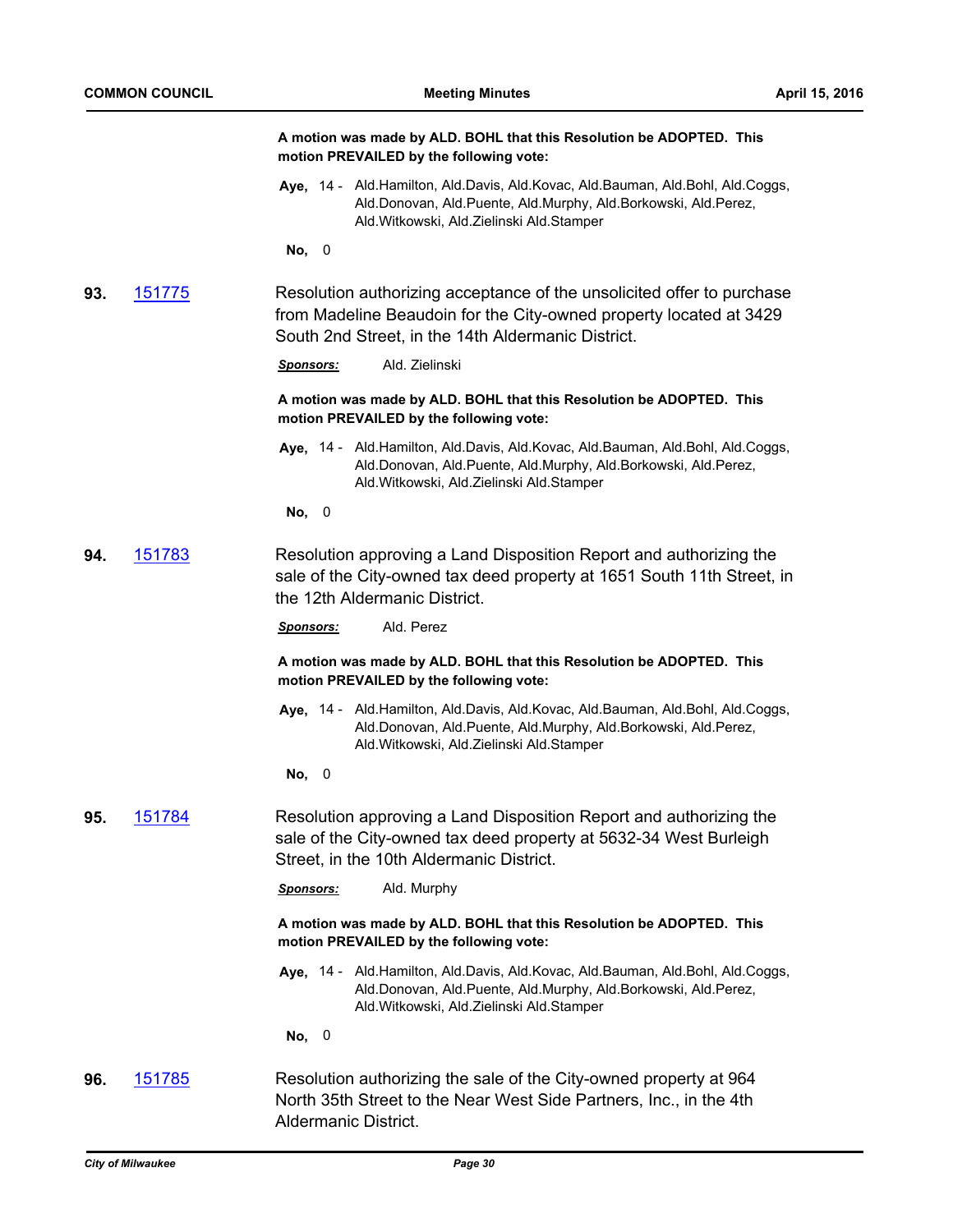**A motion was made by ALD. BOHL that this Resolution be ADOPTED. This motion PREVAILED by the following vote:**

**Aye,** 14 - Ald.Hamilton, Ald.Davis, Ald.Kovac, Ald.Bauman, Ald.Bohl, Ald.Coggs, Ald.Donovan, Ald.Puente, Ald.Murphy, Ald.Borkowski, Ald.Perez, Ald.Witkowski, Ald.Zielinski Ald.Stamper

**No,** 0

**93.** [151775] Resolution authorizing acceptance of the unsolicited offer to purchase from Madeline Beaudoin for the City-owned property located at 3429 South 2nd Street, in the 14th Aldermanic District.

***Sponsors:*** Ald. Zielinski

**A motion was made by ALD. BOHL that this Resolution be ADOPTED. This motion PREVAILED by the following vote:**

**Aye,** 14 - Ald.Hamilton, Ald.Davis, Ald.Kovac, Ald.Bauman, Ald.Bohl, Ald.Coggs, Ald.Donovan, Ald.Puente, Ald.Murphy, Ald.Borkowski, Ald.Perez, Ald.Witkowski, Ald.Zielinski Ald.Stamper

**No,** 0

**94.** [151783] Resolution approving a Land Disposition Report and authorizing the sale of the City-owned tax deed property at 1651 South 11th Street, in the 12th Aldermanic District.

***Sponsors:*** Ald. Perez

**A motion was made by ALD. BOHL that this Resolution be ADOPTED. This motion PREVAILED by the following vote:**

**Aye,** 14 - Ald.Hamilton, Ald.Davis, Ald.Kovac, Ald.Bauman, Ald.Bohl, Ald.Coggs, Ald.Donovan, Ald.Puente, Ald.Murphy, Ald.Borkowski, Ald.Perez, Ald.Witkowski, Ald.Zielinski Ald.Stamper

**No,** 0

**95.** [151784] Resolution approving a Land Disposition Report and authorizing the sale of the City-owned tax deed property at 5632-34 West Burleigh Street, in the 10th Aldermanic District.

***Sponsors:*** Ald. Murphy

**A motion was made by ALD. BOHL that this Resolution be ADOPTED. This motion PREVAILED by the following vote:**

**Aye,** 14 - Ald.Hamilton, Ald.Davis, Ald.Kovac, Ald.Bauman, Ald.Bohl, Ald.Coggs, Ald.Donovan, Ald.Puente, Ald.Murphy, Ald.Borkowski, Ald.Perez, Ald.Witkowski, Ald.Zielinski Ald.Stamper

**No,** 0

**96.** [151785] Resolution authorizing the sale of the City-owned property at 964 North 35th Street to the Near West Side Partners, Inc., in the 4th Aldermanic District.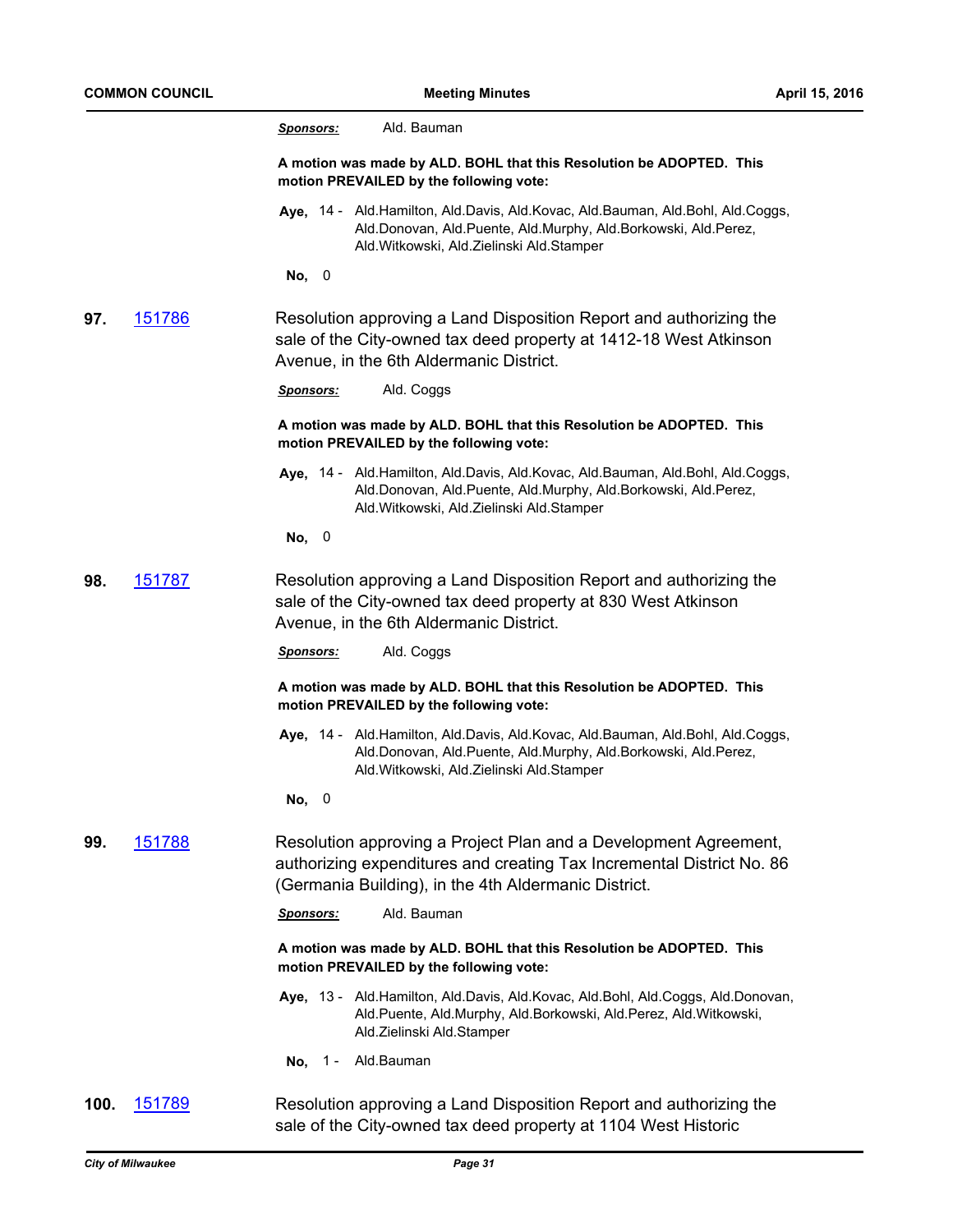*Sponsors:* Ald. Bauman

**A motion was made by ALD. BOHL that this Resolution be ADOPTED. This motion PREVAILED by the following vote:**

**Aye,** 14 - Ald.Hamilton, Ald.Davis, Ald.Kovac, Ald.Bauman, Ald.Bohl, Ald.Coggs, Ald.Donovan, Ald.Puente, Ald.Murphy, Ald.Borkowski, Ald.Perez, Ald.Witkowski, Ald.Zielinski Ald.Stamper

**No,** 0

**97.** [151786]

Resolution approving a Land Disposition Report and authorizing the sale of the City-owned tax deed property at 1412-18 West Atkinson Avenue, in the 6th Aldermanic District.

*Sponsors:* Ald. Coggs

**A motion was made by ALD. BOHL that this Resolution be ADOPTED. This motion PREVAILED by the following vote:**

**Aye,** 14 - Ald.Hamilton, Ald.Davis, Ald.Kovac, Ald.Bauman, Ald.Bohl, Ald.Coggs, Ald.Donovan, Ald.Puente, Ald.Murphy, Ald.Borkowski, Ald.Perez, Ald.Witkowski, Ald.Zielinski Ald.Stamper

**No,** 0

**98.** [151787]

Resolution approving a Land Disposition Report and authorizing the sale of the City-owned tax deed property at 830 West Atkinson Avenue, in the 6th Aldermanic District.

*Sponsors:* Ald. Coggs

**A motion was made by ALD. BOHL that this Resolution be ADOPTED. This motion PREVAILED by the following vote:**

**Aye,** 14 - Ald.Hamilton, Ald.Davis, Ald.Kovac, Ald.Bauman, Ald.Bohl, Ald.Coggs, Ald.Donovan, Ald.Puente, Ald.Murphy, Ald.Borkowski, Ald.Perez, Ald.Witkowski, Ald.Zielinski Ald.Stamper

**No,** 0

**99.** [151788]

Resolution approving a Project Plan and a Development Agreement, authorizing expenditures and creating Tax Incremental District No. 86 (Germania Building), in the 4th Aldermanic District.

*Sponsors:* Ald. Bauman

**A motion was made by ALD. BOHL that this Resolution be ADOPTED. This motion PREVAILED by the following vote:**

**Aye,** 13 - Ald.Hamilton, Ald.Davis, Ald.Kovac, Ald.Bohl, Ald.Coggs, Ald.Donovan, Ald.Puente, Ald.Murphy, Ald.Borkowski, Ald.Perez, Ald.Witkowski, Ald.Zielinski Ald.Stamper

**No,** 1 - Ald.Bauman

**100.** [151789]

Resolution approving a Land Disposition Report and authorizing the sale of the City-owned tax deed property at 1104 West Historic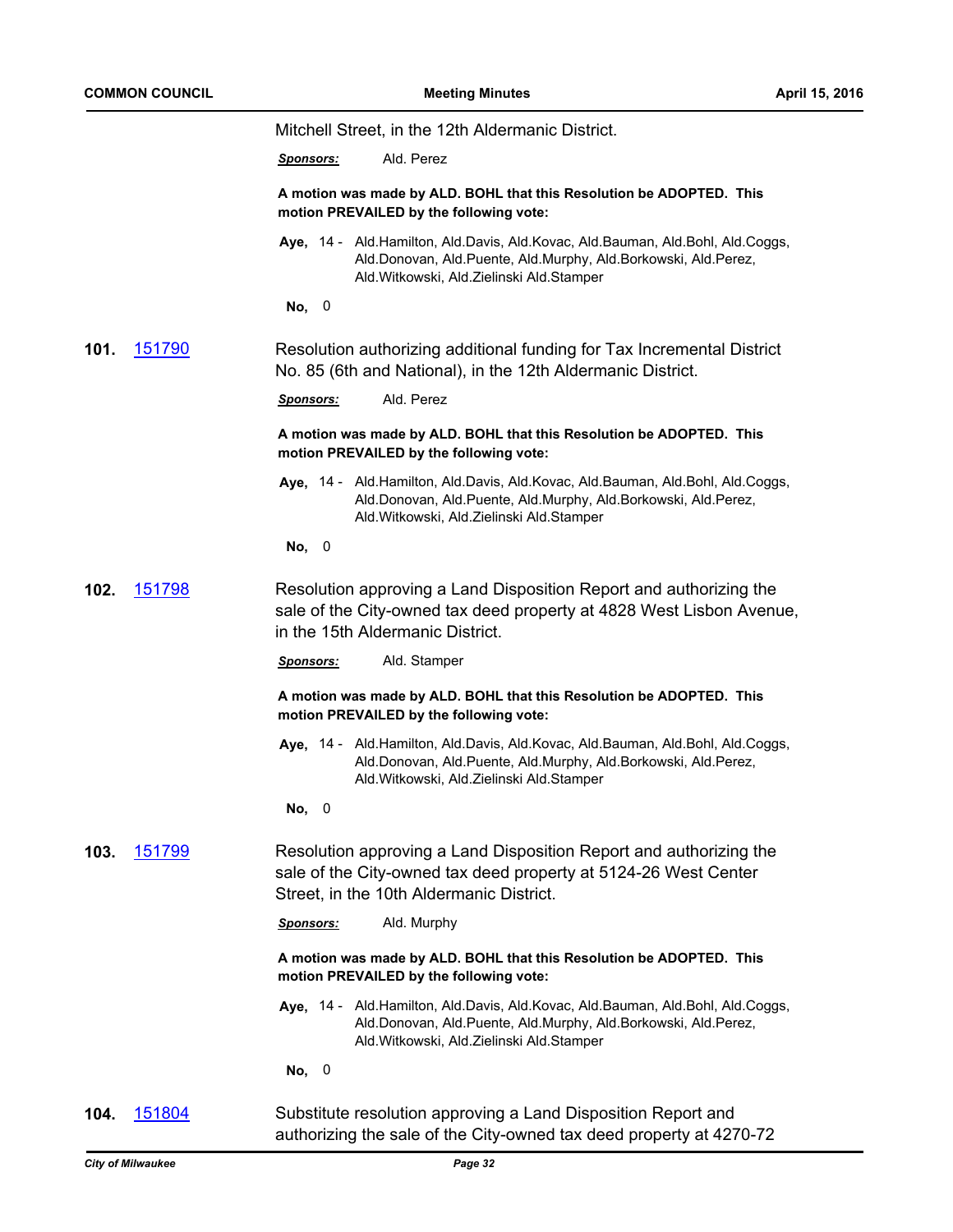Mitchell Street, in the 12th Aldermanic District.

***Sponsors:*** Ald. Perez

**A motion was made by ALD. BOHL that this Resolution be ADOPTED. This motion PREVAILED by the following vote:**

**Aye,** 14 - Ald.Hamilton, Ald.Davis, Ald.Kovac, Ald.Bauman, Ald.Bohl, Ald.Coggs, Ald.Donovan, Ald.Puente, Ald.Murphy, Ald.Borkowski, Ald.Perez, Ald.Witkowski, Ald.Zielinski Ald.Stamper

**No,** 0

**101.** [151790](151790)

Resolution authorizing additional funding for Tax Incremental District No. 85 (6th and National), in the 12th Aldermanic District.

***Sponsors:*** Ald. Perez

**A motion was made by ALD. BOHL that this Resolution be ADOPTED. This motion PREVAILED by the following vote:**

**Aye,** 14 - Ald.Hamilton, Ald.Davis, Ald.Kovac, Ald.Bauman, Ald.Bohl, Ald.Coggs, Ald.Donovan, Ald.Puente, Ald.Murphy, Ald.Borkowski, Ald.Perez, Ald.Witkowski, Ald.Zielinski Ald.Stamper

**No,** 0

**102.** [151798](151798)

Resolution approving a Land Disposition Report and authorizing the sale of the City-owned tax deed property at 4828 West Lisbon Avenue, in the 15th Aldermanic District.

***Sponsors:*** Ald. Stamper

**A motion was made by ALD. BOHL that this Resolution be ADOPTED. This motion PREVAILED by the following vote:**

**Aye,** 14 - Ald.Hamilton, Ald.Davis, Ald.Kovac, Ald.Bauman, Ald.Bohl, Ald.Coggs, Ald.Donovan, Ald.Puente, Ald.Murphy, Ald.Borkowski, Ald.Perez, Ald.Witkowski, Ald.Zielinski Ald.Stamper

**No,** 0

**103.** [151799](151799)

Resolution approving a Land Disposition Report and authorizing the sale of the City-owned tax deed property at 5124-26 West Center Street, in the 10th Aldermanic District.

***Sponsors:*** Ald. Murphy

**A motion was made by ALD. BOHL that this Resolution be ADOPTED. This motion PREVAILED by the following vote:**

**Aye,** 14 - Ald.Hamilton, Ald.Davis, Ald.Kovac, Ald.Bauman, Ald.Bohl, Ald.Coggs, Ald.Donovan, Ald.Puente, Ald.Murphy, Ald.Borkowski, Ald.Perez, Ald.Witkowski, Ald.Zielinski Ald.Stamper

**No,** 0

**104.** [151804](151804)

Substitute resolution approving a Land Disposition Report and authorizing the sale of the City-owned tax deed property at 4270-72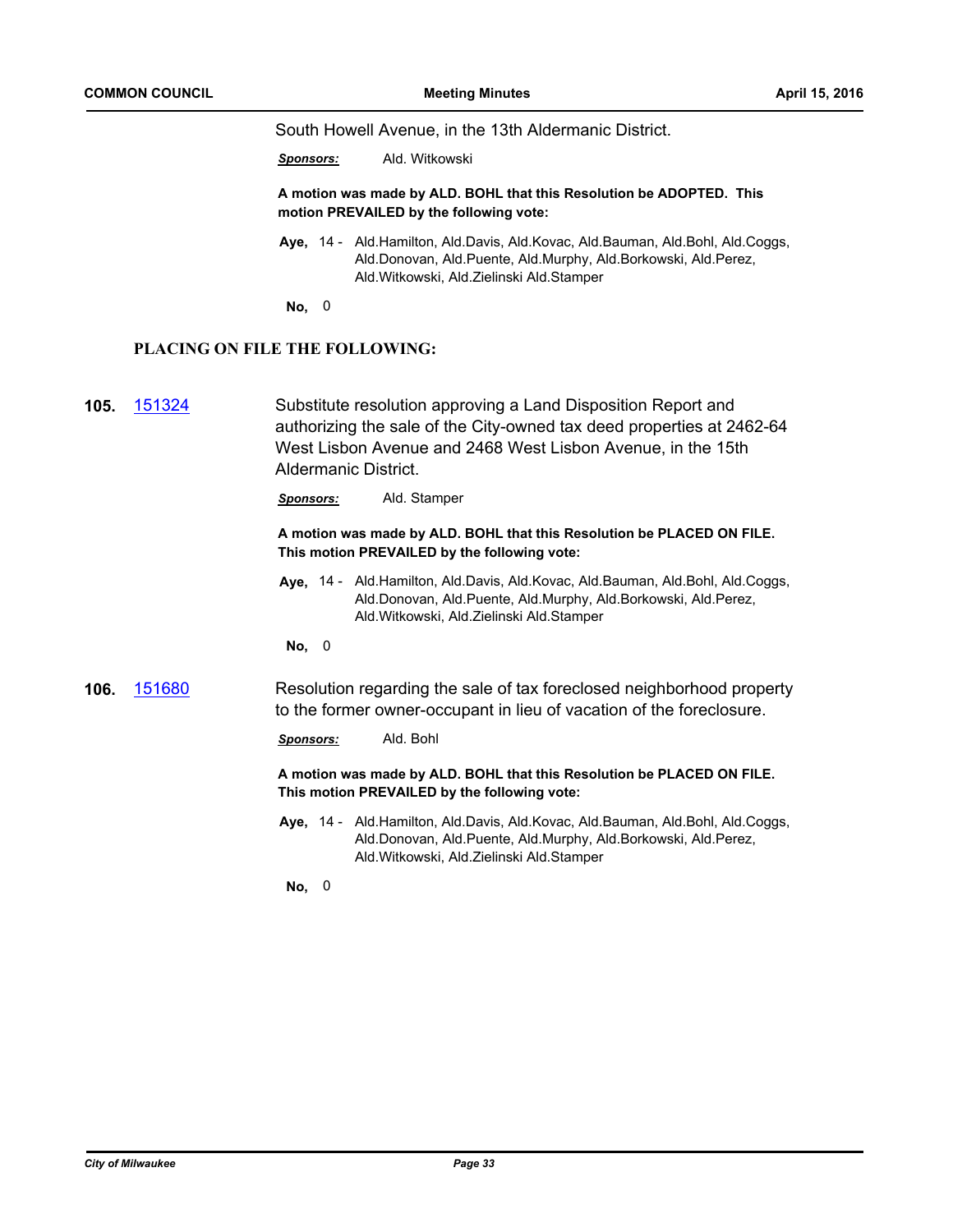South Howell Avenue, in the 13th Aldermanic District.

***Sponsors:*** Ald. Witkowski

**A motion was made by ALD. BOHL that this Resolution be ADOPTED. This motion PREVAILED by the following vote:**

**Aye,** 14 - Ald.Hamilton, Ald.Davis, Ald.Kovac, Ald.Bauman, Ald.Bohl, Ald.Coggs, Ald.Donovan, Ald.Puente, Ald.Murphy, Ald.Borkowski, Ald.Perez, Ald.Witkowski, Ald.Zielinski Ald.Stamper

**No,** 0

## PLACING ON FILE THE FOLLOWING:

**105.** 151324

Substitute resolution approving a Land Disposition Report and authorizing the sale of the City-owned tax deed properties at 2462-64 West Lisbon Avenue and 2468 West Lisbon Avenue, in the 15th Aldermanic District.

***Sponsors:*** Ald. Stamper

**A motion was made by ALD. BOHL that this Resolution be PLACED ON FILE. This motion PREVAILED by the following vote:**

**Aye,** 14 - Ald.Hamilton, Ald.Davis, Ald.Kovac, Ald.Bauman, Ald.Bohl, Ald.Coggs, Ald.Donovan, Ald.Puente, Ald.Murphy, Ald.Borkowski, Ald.Perez, Ald.Witkowski, Ald.Zielinski Ald.Stamper

**No,** 0

**106.** 151680

Resolution regarding the sale of tax foreclosed neighborhood property to the former owner-occupant in lieu of vacation of the foreclosure.

***Sponsors:*** Ald. Bohl

**A motion was made by ALD. BOHL that this Resolution be PLACED ON FILE. This motion PREVAILED by the following vote:**

**Aye,** 14 - Ald.Hamilton, Ald.Davis, Ald.Kovac, Ald.Bauman, Ald.Bohl, Ald.Coggs, Ald.Donovan, Ald.Puente, Ald.Murphy, Ald.Borkowski, Ald.Perez, Ald.Witkowski, Ald.Zielinski Ald.Stamper

**No,** 0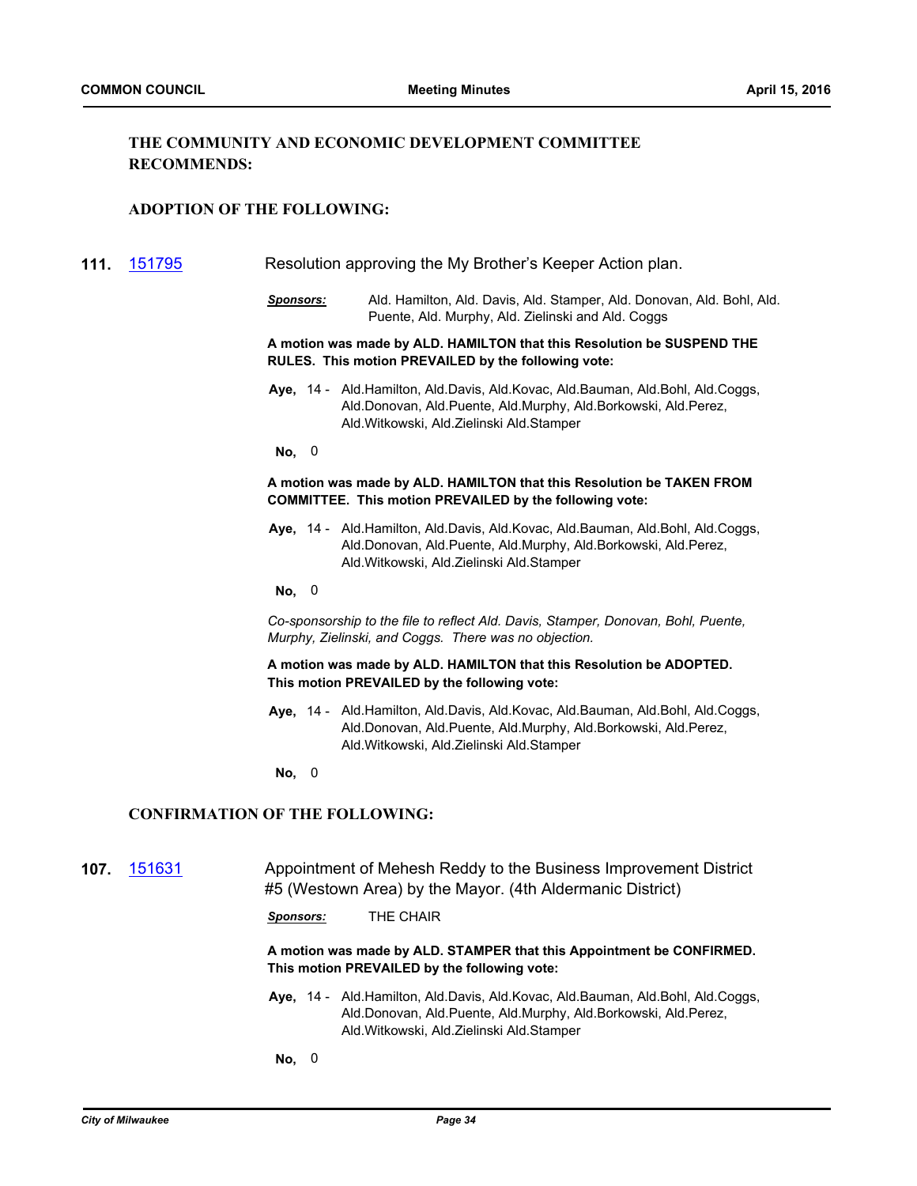**THE COMMUNITY AND ECONOMIC DEVELOPMENT COMMITTEE RECOMMENDS:**

**ADOPTION OF THE FOLLOWING:**

**111.** [151795] Resolution approving the My Brother's Keeper Action plan.

***Sponsors:*** Ald. Hamilton, Ald. Davis, Ald. Stamper, Ald. Donovan, Ald. Bohl, Ald. Puente, Ald. Murphy, Ald. Zielinski and Ald. Coggs

**A motion was made by ALD. HAMILTON that this Resolution be SUSPEND THE RULES. This motion PREVAILED by the following vote:**

**Aye,** 14 - Ald.Hamilton, Ald.Davis, Ald.Kovac, Ald.Bauman, Ald.Bohl, Ald.Coggs, Ald.Donovan, Ald.Puente, Ald.Murphy, Ald.Borkowski, Ald.Perez, Ald.Witkowski, Ald.Zielinski Ald.Stamper

**No,** 0

**A motion was made by ALD. HAMILTON that this Resolution be TAKEN FROM COMMITTEE. This motion PREVAILED by the following vote:**

**Aye,** 14 - Ald.Hamilton, Ald.Davis, Ald.Kovac, Ald.Bauman, Ald.Bohl, Ald.Coggs, Ald.Donovan, Ald.Puente, Ald.Murphy, Ald.Borkowski, Ald.Perez, Ald.Witkowski, Ald.Zielinski Ald.Stamper

**No,** 0

*Co-sponsorship to the file to reflect Ald. Davis, Stamper, Donovan, Bohl, Puente, Murphy, Zielinski, and Coggs. There was no objection.*

**A motion was made by ALD. HAMILTON that this Resolution be ADOPTED. This motion PREVAILED by the following vote:**

**Aye,** 14 - Ald.Hamilton, Ald.Davis, Ald.Kovac, Ald.Bauman, Ald.Bohl, Ald.Coggs, Ald.Donovan, Ald.Puente, Ald.Murphy, Ald.Borkowski, Ald.Perez, Ald.Witkowski, Ald.Zielinski Ald.Stamper

**No,** 0

**CONFIRMATION OF THE FOLLOWING:**

**107.** [151631] Appointment of Mehesh Reddy to the Business Improvement District #5 (Westown Area) by the Mayor. (4th Aldermanic District)

***Sponsors:*** THE CHAIR

**A motion was made by ALD. STAMPER that this Appointment be CONFIRMED. This motion PREVAILED by the following vote:**

**Aye,** 14 - Ald.Hamilton, Ald.Davis, Ald.Kovac, Ald.Bauman, Ald.Bohl, Ald.Coggs, Ald.Donovan, Ald.Puente, Ald.Murphy, Ald.Borkowski, Ald.Perez, Ald.Witkowski, Ald.Zielinski Ald.Stamper

**No,** 0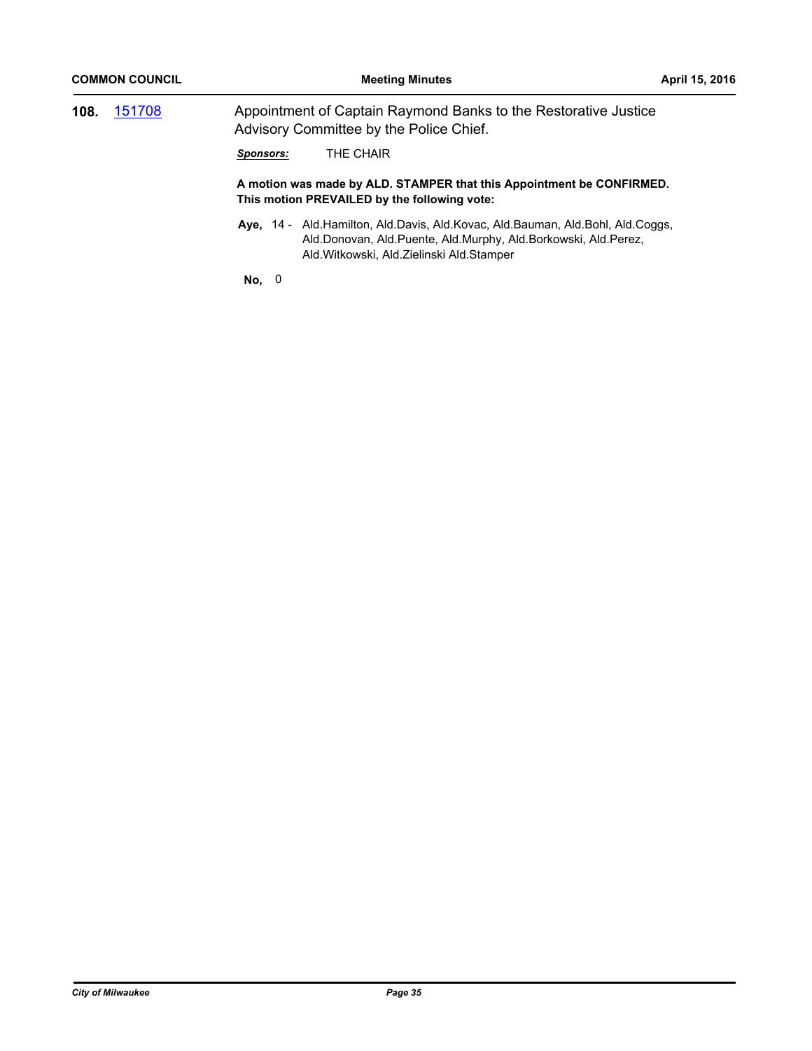**108.** [151708]

Appointment of Captain Raymond Banks to the Restorative Justice Advisory Committee by the Police Chief.

***Sponsors:*** THE CHAIR

**A motion was made by ALD. STAMPER that this Appointment be CONFIRMED. This motion PREVAILED by the following vote:**

**Aye,** 14 - Ald.Hamilton, Ald.Davis, Ald.Kovac, Ald.Bauman, Ald.Bohl, Ald.Coggs, Ald.Donovan, Ald.Puente, Ald.Murphy, Ald.Borkowski, Ald.Perez, Ald.Witkowski, Ald.Zielinski Ald.Stamper

**No,** 0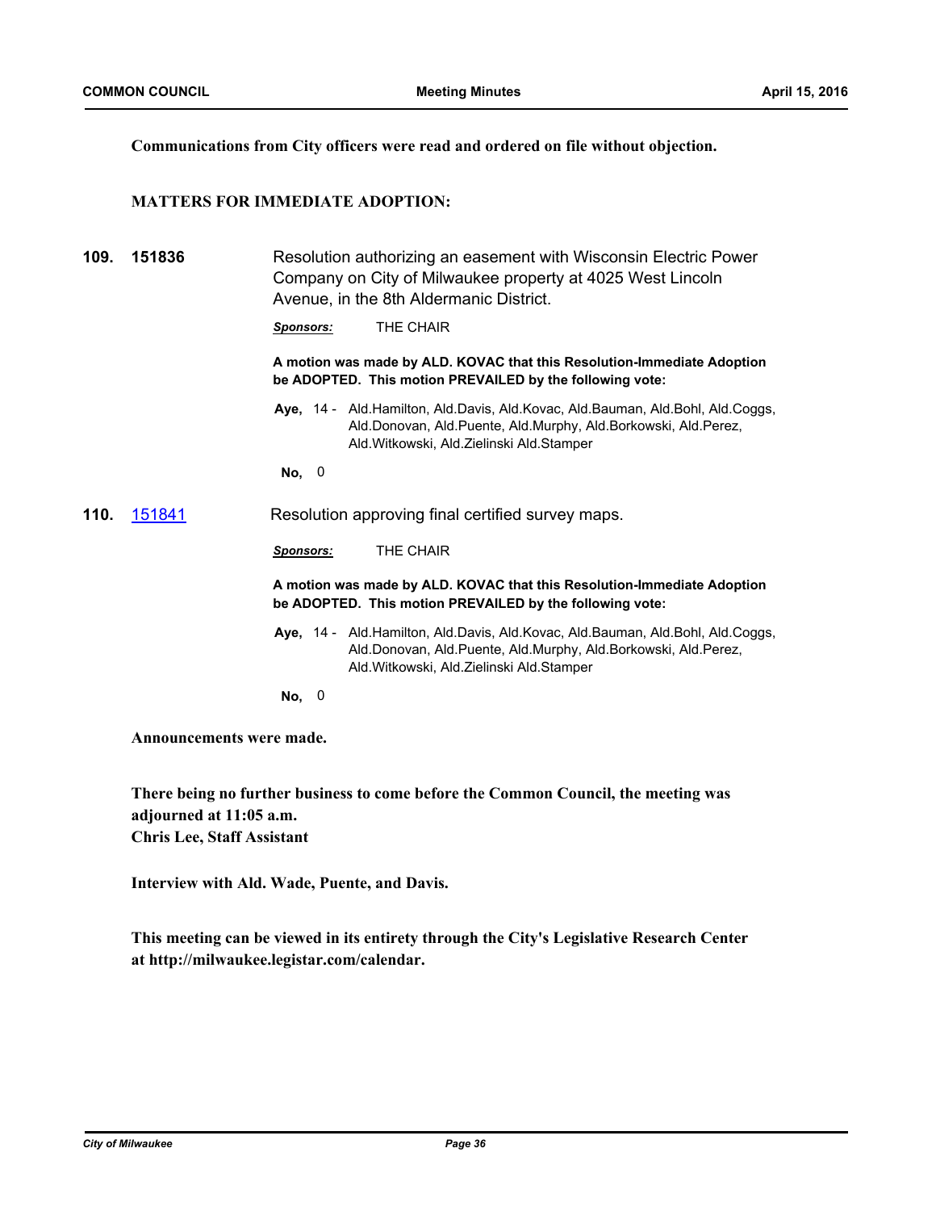**Communications from City officers were read and ordered on file without objection.**

**MATTERS FOR IMMEDIATE ADOPTION:**

**109. 151836** Resolution authorizing an easement with Wisconsin Electric Power Company on City of Milwaukee property at 4025 West Lincoln Avenue, in the 8th Aldermanic District.

***Sponsors:*** THE CHAIR

**A motion was made by ALD. KOVAC that this Resolution-Immediate Adoption be ADOPTED. This motion PREVAILED by the following vote:**

**Aye,** 14 - Ald.Hamilton, Ald.Davis, Ald.Kovac, Ald.Bauman, Ald.Bohl, Ald.Coggs, Ald.Donovan, Ald.Puente, Ald.Murphy, Ald.Borkowski, Ald.Perez, Ald.Witkowski, Ald.Zielinski Ald.Stamper

**No,** 0

**110. 151841** Resolution approving final certified survey maps.

***Sponsors:*** THE CHAIR

**A motion was made by ALD. KOVAC that this Resolution-Immediate Adoption be ADOPTED. This motion PREVAILED by the following vote:**

**Aye,** 14 - Ald.Hamilton, Ald.Davis, Ald.Kovac, Ald.Bauman, Ald.Bohl, Ald.Coggs, Ald.Donovan, Ald.Puente, Ald.Murphy, Ald.Borkowski, Ald.Perez, Ald.Witkowski, Ald.Zielinski Ald.Stamper

**No,** 0

**Announcements were made.**

**There being no further business to come before the Common Council, the meeting was adjourned at 11:05 a.m.**
**Chris Lee, Staff Assistant**

**Interview with Ald. Wade, Puente, and Davis.**

**This meeting can be viewed in its entirety through the City's Legislative Research Center at http://milwaukee.legistar.com/calendar.**